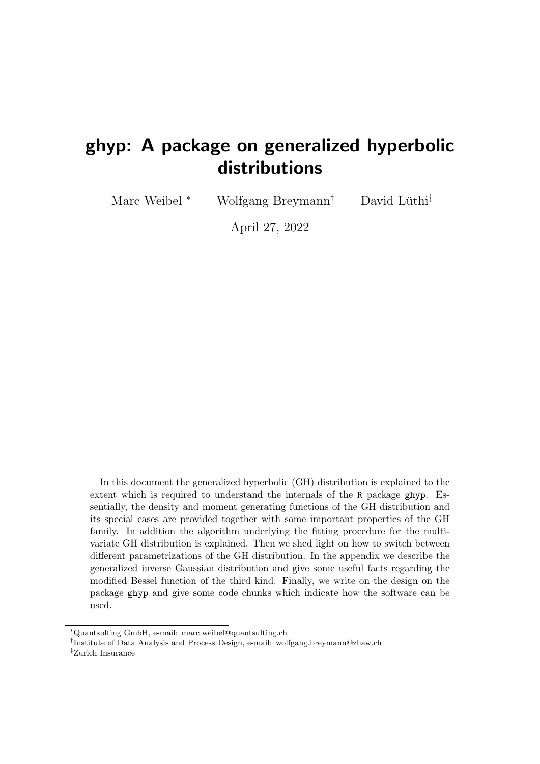# ghyp: A package on generalized hyperbolic distributions

Marc Weibel [*] Wolfgang Breymann[†] David Lüthi[‡]

April 27, 2022

In this document the generalized hyperbolic (GH) distribution is explained to the extent which is required to understand the internals of the R package ghyp. Essentially, the density and moment generating functions of the GH distribution and its special cases are provided together with some important properties of the GH family. In addition the algorithm underlying the fitting procedure for the multivariate GH distribution is explained. Then we shed light on how to switch between different parametrizations of the GH distribution. In the appendix we describe the generalized inverse Gaussian distribution and give some useful facts regarding the modified Bessel function of the third kind. Finally, we write on the design on the package ghyp and give some code chunks which indicate how the software can be used.

---

[*] Quantsulting GmbH, e-mail: marc.weibel@quantsulting.ch

[†] Institute of Data Analysis and Process Design, e-mail: wolfgang.breymann@zhaw.ch

[‡] Zurich Insurance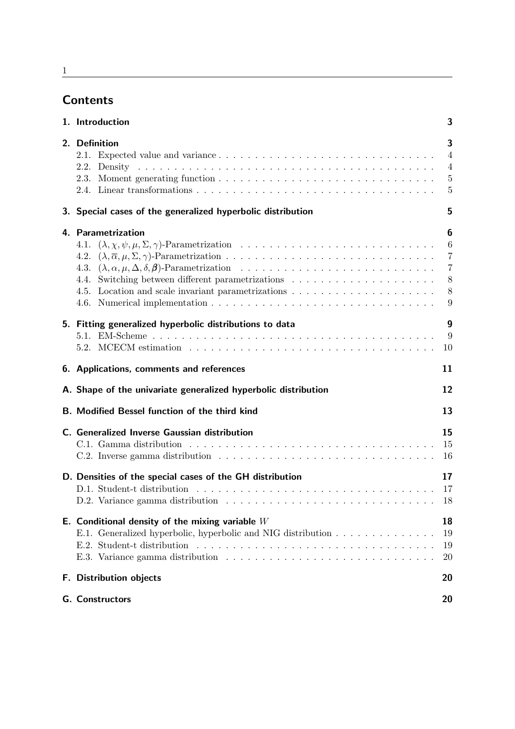# Contents

| | |
|---|---|
| **1. Introduction** | **3** |
| **2. Definition** | **3** |
| 2.1. Expected value and variance | 4 |
| 2.2. Density | 4 |
| 2.3. Moment generating function | 5 |
| 2.4. Linear transformations | 5 |
| **3. Special cases of the generalized hyperbolic distribution** | **5** |
| **4. Parametrization** | **6** |
| 4.1. $(\lambda, \chi, \psi, \mu, \Sigma, \gamma)$-Parametrization | 6 |
| 4.2. $(\lambda, \overline{\alpha}, \mu, \Sigma, \gamma)$-Parametrization | 7 |
| 4.3. $(\lambda, \alpha, \mu, \Delta, \delta, \boldsymbol{\beta})$-Parametrization | 7 |
| 4.4. Switching between different parametrizations | 8 |
| 4.5. Location and scale invariant parametrizations | 8 |
| 4.6. Numerical implementation | 9 |
| **5. Fitting generalized hyperbolic distributions to data** | **9** |
| 5.1. EM-Scheme | 9 |
| 5.2. MCECM estimation | 10 |
| **6. Applications, comments and references** | **11** |
| **A. Shape of the univariate generalized hyperbolic distribution** | **12** |
| **B. Modified Bessel function of the third kind** | **13** |
| **C. Generalized Inverse Gaussian distribution** | **15** |
| C.1. Gamma distribution | 15 |
| C.2. Inverse gamma distribution | 16 |
| **D. Densities of the special cases of the GH distribution** | **17** |
| D.1. Student-t distribution | 17 |
| D.2. Variance gamma distribution | 18 |
| **E. Conditional density of the mixing variable $W$** | **18** |
| E.1. Generalized hyperbolic, hyperbolic and NIG distribution | 19 |
| E.2. Student-t distribution | 19 |
| E.3. Variance gamma distribution | 20 |
| **F. Distribution objects** | **20** |
| **G. Constructors** | **20** |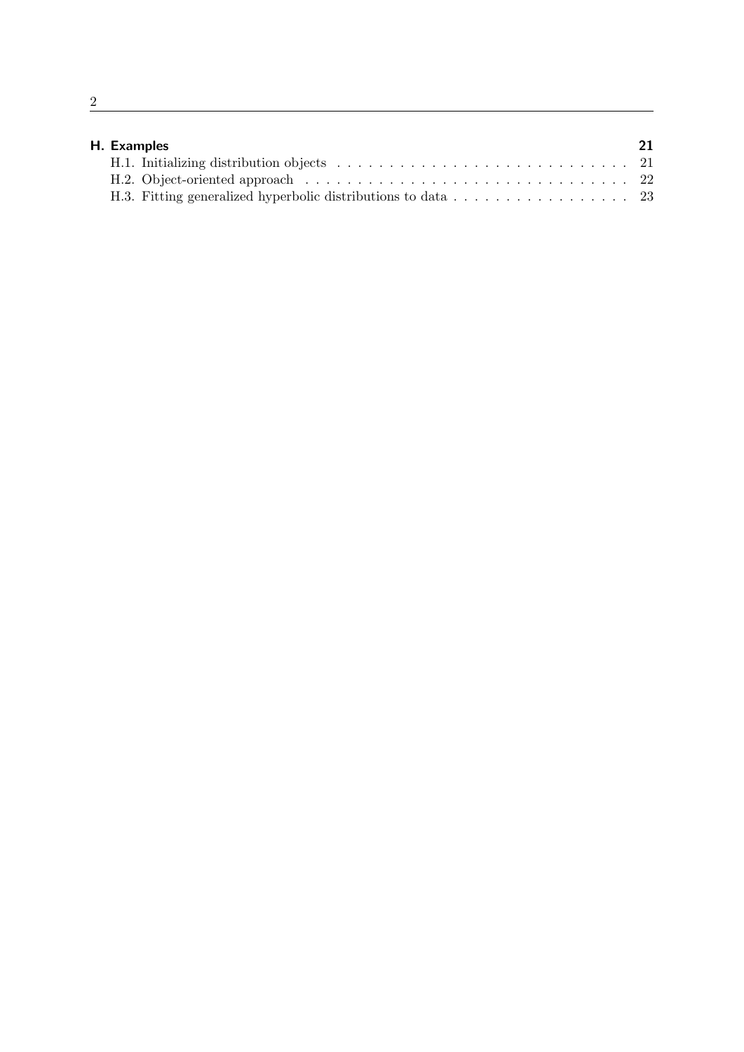**H. Examples** **21**

H.1. Initializing distribution objects . . . . . . . . . . . . . . . . . . . . . . . . . . . . 21

H.2. Object-oriented approach . . . . . . . . . . . . . . . . . . . . . . . . . . . . . . . 22

H.3. Fitting generalized hyperbolic distributions to data . . . . . . . . . . . . . . . . . 23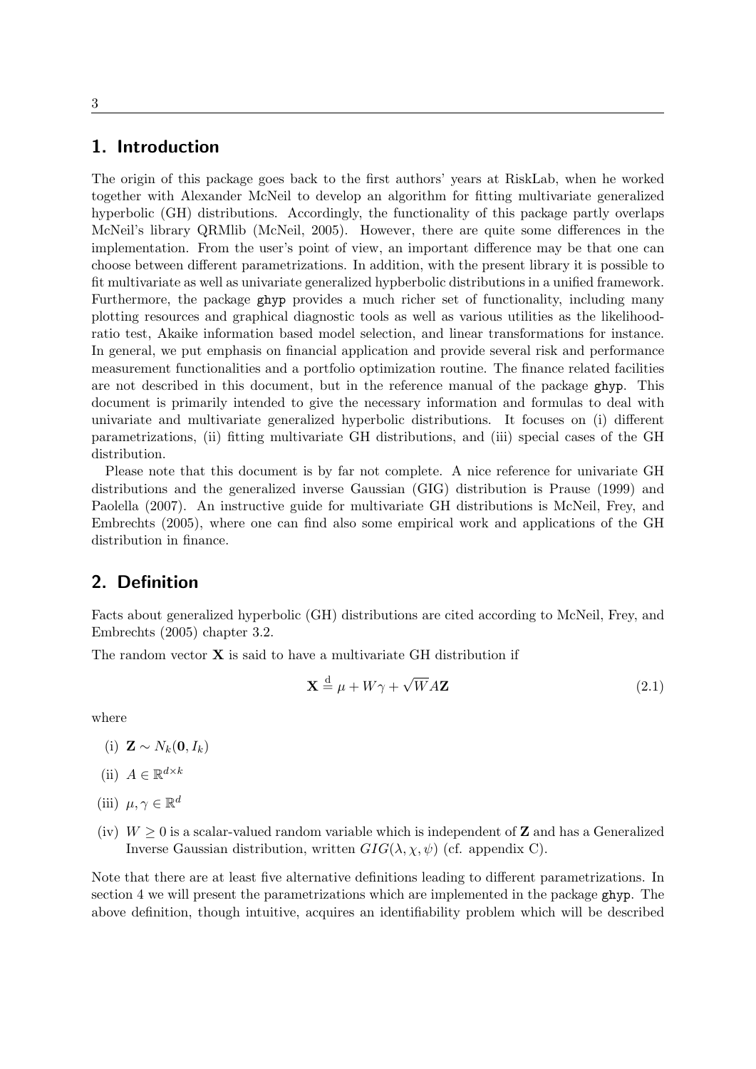## 1. Introduction

The origin of this package goes back to the first authors' years at RiskLab, when he worked together with Alexander McNeil to develop an algorithm for fitting multivariate generalized hyperbolic (GH) distributions. Accordingly, the functionality of this package partly overlaps McNeil's library QRMlib (McNeil, 2005). However, there are quite some differences in the implementation. From the user's point of view, an important difference may be that one can choose between different parametrizations. In addition, with the present library it is possible to fit multivariate as well as univariate generalized hypberbolic distributions in a unified framework. Furthermore, the package `ghyp` provides a much richer set of functionality, including many plotting resources and graphical diagnostic tools as well as various utilities as the likelihood-ratio test, Akaike information based model selection, and linear transformations for instance. In general, we put emphasis on financial application and provide several risk and performance measurement functionalities and a portfolio optimization routine. The finance related facilities are not described in this document, but in the reference manual of the package `ghyp`. This document is primarily intended to give the necessary information and formulas to deal with univariate and multivariate generalized hyperbolic distributions. It focuses on (i) different parametrizations, (ii) fitting multivariate GH distributions, and (iii) special cases of the GH distribution.

Please note that this document is by far not complete. A nice reference for univariate GH distributions and the generalized inverse Gaussian (GIG) distribution is Prause (1999) and Paolella (2007). An instructive guide for multivariate GH distributions is McNeil, Frey, and Embrechts (2005), where one can find also some empirical work and applications of the GH distribution in finance.

## 2. Definition

Facts about generalized hyperbolic (GH) distributions are cited according to McNeil, Frey, and Embrechts (2005) chapter 3.2.

The random vector $\mathbf{X}$ is said to have a multivariate GH distribution if

$$\mathbf{X} \overset{\mathrm{d}}{=} \mu + W\gamma + \sqrt{W}A\mathbf{Z} \tag{2.1}$$

where

(i) $\mathbf{Z} \sim N_k(\mathbf{0}, I_k)$

(ii) $A \in \mathbb{R}^{d \times k}$

(iii) $\mu, \gamma \in \mathbb{R}^d$

(iv) $W \geq 0$ is a scalar-valued random variable which is independent of $\mathbf{Z}$ and has a Generalized Inverse Gaussian distribution, written $GIG(\lambda, \chi, \psi)$ (cf. appendix C).

Note that there are at least five alternative definitions leading to different parametrizations. In section 4 we will present the parametrizations which are implemented in the package `ghyp`. The above definition, though intuitive, acquires an identifiability problem which will be described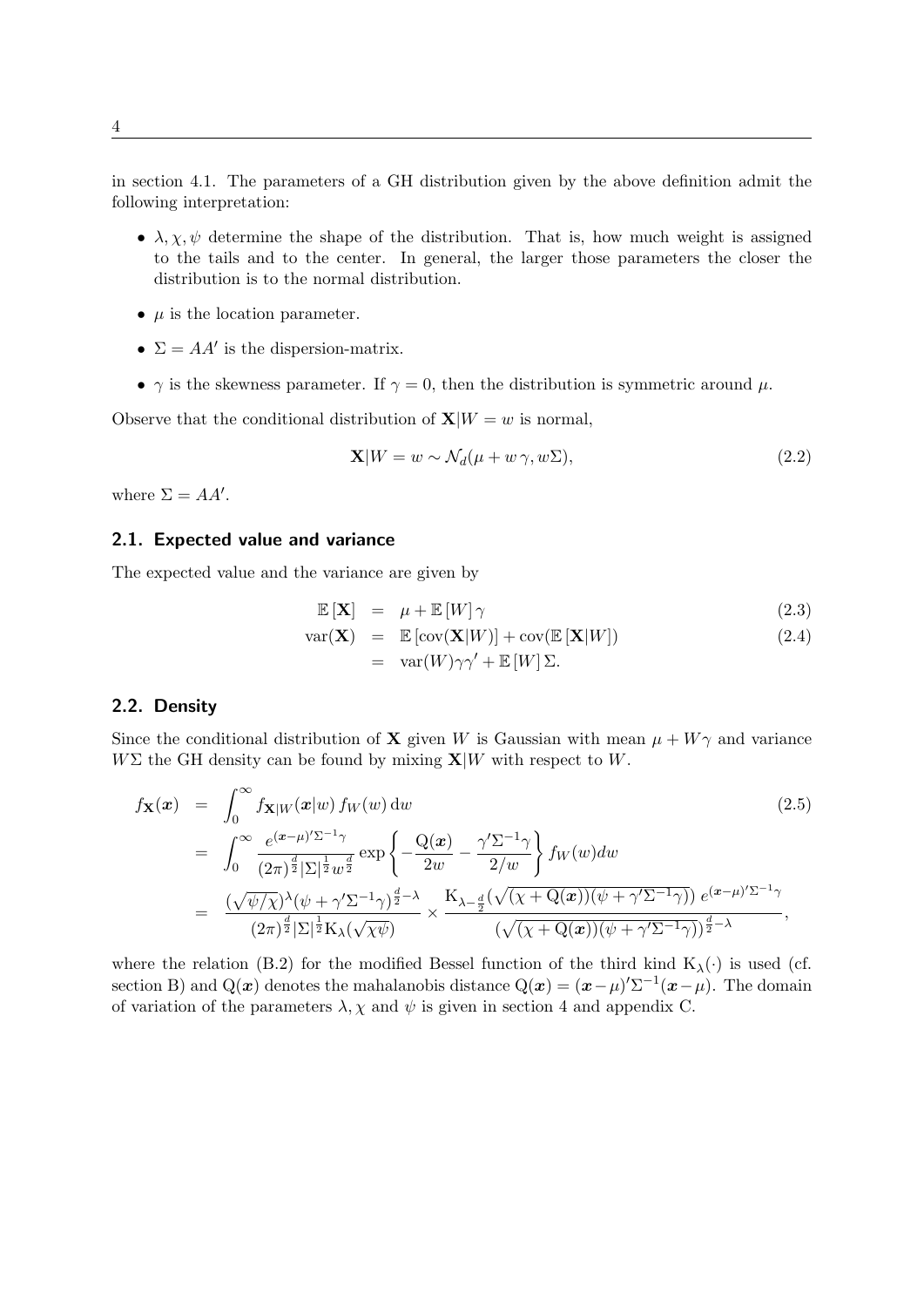in section 4.1. The parameters of a GH distribution given by the above definition admit the following interpretation:

- $\lambda, \chi, \psi$ determine the shape of the distribution. That is, how much weight is assigned to the tails and to the center. In general, the larger those parameters the closer the distribution is to the normal distribution.
- $\mu$ is the location parameter.
- $\Sigma = AA'$ is the dispersion-matrix.
- $\gamma$ is the skewness parameter. If $\gamma = 0$, then the distribution is symmetric around $\mu$.

Observe that the conditional distribution of $\mathbf{X}|W = w$ is normal,

$$\mathbf{X}|W = w \sim \mathcal{N}_d(\mu + w\,\gamma, w\Sigma), \tag{2.2}$$

where $\Sigma = AA'$.

## 2.1. Expected value and variance

The expected value and the variance are given by

$$\begin{aligned}
\mathbb{E}[\mathbf{X}] &= \mu + \mathbb{E}[W]\,\gamma & (2.3)\\
\mathrm{var}(\mathbf{X}) &= \mathbb{E}[\mathrm{cov}(\mathbf{X}|W)] + \mathrm{cov}(\mathbb{E}[\mathbf{X}|W]) & (2.4)\\
&= \mathrm{var}(W)\gamma\gamma' + \mathbb{E}[W]\,\Sigma.
\end{aligned}$$

## 2.2. Density

Since the conditional distribution of $\mathbf{X}$ given $W$ is Gaussian with mean $\mu + W\gamma$ and variance $W\Sigma$ the GH density can be found by mixing $\mathbf{X}|W$ with respect to $W$.

$$\begin{aligned}
f_{\mathbf{X}}(\boldsymbol{x}) &= \int_0^\infty f_{\mathbf{X}|W}(\boldsymbol{x}|w)\, f_W(w)\, \mathrm{d}w & (2.5)\\
&= \int_0^\infty \frac{e^{(\boldsymbol{x}-\mu)'\Sigma^{-1}\gamma}}{(2\pi)^{\frac{d}{2}}|\Sigma|^{\frac{1}{2}} w^{\frac{d}{2}}} \exp\left\{-\frac{\mathrm{Q}(\boldsymbol{x})}{2w} - \frac{\gamma'\Sigma^{-1}\gamma}{2/w}\right\} f_W(w) dw \\
&= \frac{(\sqrt{\psi/\chi})^\lambda (\psi + \gamma'\Sigma^{-1}\gamma)^{\frac{d}{2}-\lambda}}{(2\pi)^{\frac{d}{2}}|\Sigma|^{\frac{1}{2}} \mathrm{K}_\lambda(\sqrt{\chi\psi})} \times \frac{\mathrm{K}_{\lambda-\frac{d}{2}}(\sqrt{(\chi + \mathrm{Q}(\boldsymbol{x}))(\psi + \gamma'\Sigma^{-1}\gamma)})\; e^{(\boldsymbol{x}-\mu)'\Sigma^{-1}\gamma}}{(\sqrt{(\chi + \mathrm{Q}(\boldsymbol{x}))(\psi + \gamma'\Sigma^{-1}\gamma)})^{\frac{d}{2}-\lambda}},
\end{aligned}$$

where the relation (B.2) for the modified Bessel function of the third kind $\mathrm{K}_\lambda(\cdot)$ is used (cf. section B) and $\mathrm{Q}(\boldsymbol{x})$ denotes the mahalanobis distance $\mathrm{Q}(\boldsymbol{x}) = (\boldsymbol{x}-\mu)'\Sigma^{-1}(\boldsymbol{x}-\mu)$. The domain of variation of the parameters $\lambda, \chi$ and $\psi$ is given in section 4 and appendix C.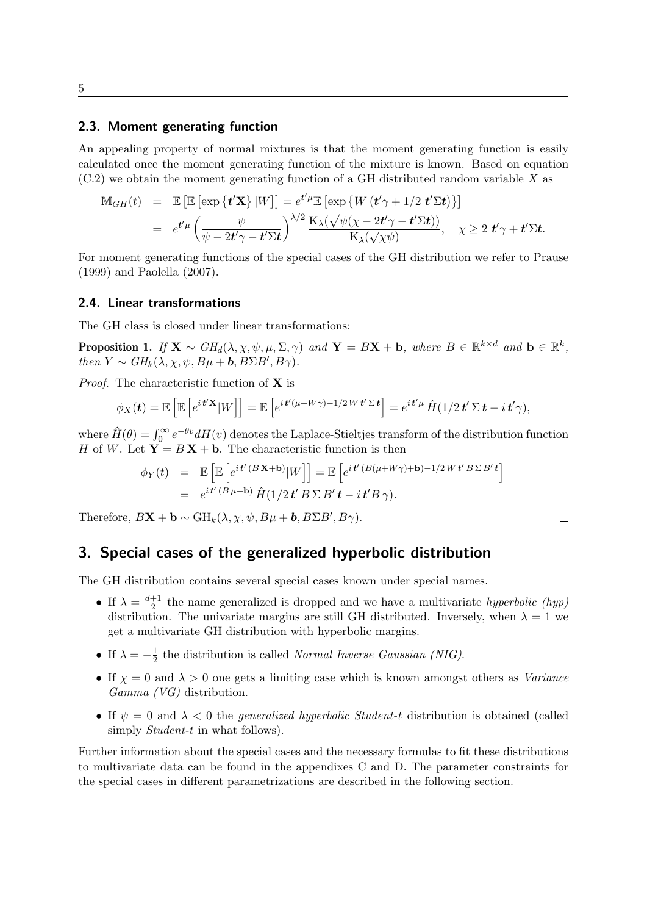### 2.3. Moment generating function

An appealing property of normal mixtures is that the moment generating function is easily calculated once the moment generating function of the mixture is known. Based on equation (C.2) we obtain the moment generating function of a GH distributed random variable $X$ as

$$
\begin{aligned}
\mathbb{M}_{GH}(t) &= \mathbb{E}\left[\mathbb{E}\left[\exp\left\{\boldsymbol{t}'\mathbf{X}\right\}|W\right]\right] = e^{\boldsymbol{t}'\mu}\mathbb{E}\left[\exp\left\{W\left(\boldsymbol{t}'\gamma + 1/2\ \boldsymbol{t}'\Sigma\boldsymbol{t}\right)\right\}\right] \\
&= e^{\boldsymbol{t}'\mu}\left(\frac{\psi}{\psi - 2\boldsymbol{t}'\gamma - \boldsymbol{t}'\Sigma\boldsymbol{t}}\right)^{\lambda/2}\frac{\mathrm{K}_\lambda(\sqrt{\psi(\chi - 2\boldsymbol{t}'\gamma - \boldsymbol{t}'\Sigma\boldsymbol{t})})}{\mathrm{K}_\lambda(\sqrt{\chi\psi})}, \quad \chi \geq 2\ \boldsymbol{t}'\gamma + \boldsymbol{t}'\Sigma\boldsymbol{t}.
\end{aligned}
$$

For moment generating functions of the special cases of the GH distribution we refer to Prause (1999) and Paolella (2007).

### 2.4. Linear transformations

The GH class is closed under linear transformations:

**Proposition 1.** *If* $\mathbf{X} \sim GH_d(\lambda, \chi, \psi, \mu, \Sigma, \gamma)$ *and* $\mathbf{Y} = B\mathbf{X} + \mathbf{b}$*, where* $B \in \mathbb{R}^{k\times d}$ *and* $\mathbf{b} \in \mathbb{R}^k$*, then* $Y \sim GH_k(\lambda, \chi, \psi, B\mu + \boldsymbol{b}, B\Sigma B', B\gamma)$*.*

*Proof.* The characteristic function of $\mathbf{X}$ is

$$
\phi_X(\boldsymbol{t}) = \mathbb{E}\left[\mathbb{E}\left[e^{i\,\boldsymbol{t}'\mathbf{X}}|W\right]\right] = \mathbb{E}\left[e^{i\,\boldsymbol{t}'(\mu + W\gamma) - 1/2\,W\,\boldsymbol{t}'\,\Sigma\,\boldsymbol{t}}\right] = e^{i\,\boldsymbol{t}'\mu}\,\hat{H}(1/2\,\boldsymbol{t}'\,\Sigma\,\boldsymbol{t} - i\,\boldsymbol{t}'\gamma),
$$

where $\hat{H}(\theta) = \int_0^\infty e^{-\theta v}dH(v)$ denotes the Laplace-Stieltjes transform of the distribution function $H$ of $W$. Let $\mathbf{Y} = B\,\mathbf{X} + \mathbf{b}$. The characteristic function is then

$$
\begin{aligned}
\phi_Y(t) &= \mathbb{E}\left[\mathbb{E}\left[e^{i\,\boldsymbol{t}'\,(B\,\mathbf{X} + \mathbf{b})}|W\right]\right] = \mathbb{E}\left[e^{i\,\boldsymbol{t}'\,(B(\mu + W\gamma) + \mathbf{b}) - 1/2\,W\,\boldsymbol{t}'\,B\,\Sigma\,B'\,\boldsymbol{t}}\right] \\
&= e^{i\,\boldsymbol{t}'\,(B\,\mu + \mathbf{b})}\,\hat{H}(1/2\,\boldsymbol{t}'\,B\,\Sigma\,B'\,\boldsymbol{t} - i\,\boldsymbol{t}'B\,\gamma).
\end{aligned}
$$

Therefore, $B\mathbf{X} + \mathbf{b} \sim \mathrm{GH}_k(\lambda, \chi, \psi, B\mu + \boldsymbol{b}, B\Sigma B', B\gamma)$. □

## 3. Special cases of the generalized hyperbolic distribution

The GH distribution contains several special cases known under special names.

- If $\lambda = \frac{d+1}{2}$ the name generalized is dropped and we have a multivariate *hyperbolic (hyp)* distribution. The univariate margins are still GH distributed. Inversely, when $\lambda = 1$ we get a multivariate GH distribution with hyperbolic margins.
- If $\lambda = -\frac{1}{2}$ the distribution is called *Normal Inverse Gaussian (NIG)*.
- If $\chi = 0$ and $\lambda > 0$ one gets a limiting case which is known amongst others as *Variance Gamma (VG)* distribution.
- If $\psi = 0$ and $\lambda < 0$ the *generalized hyperbolic Student-t* distribution is obtained (called simply *Student-t* in what follows).

Further information about the special cases and the necessary formulas to fit these distributions to multivariate data can be found in the appendixes C and D. The parameter constraints for the special cases in different parametrizations are described in the following section.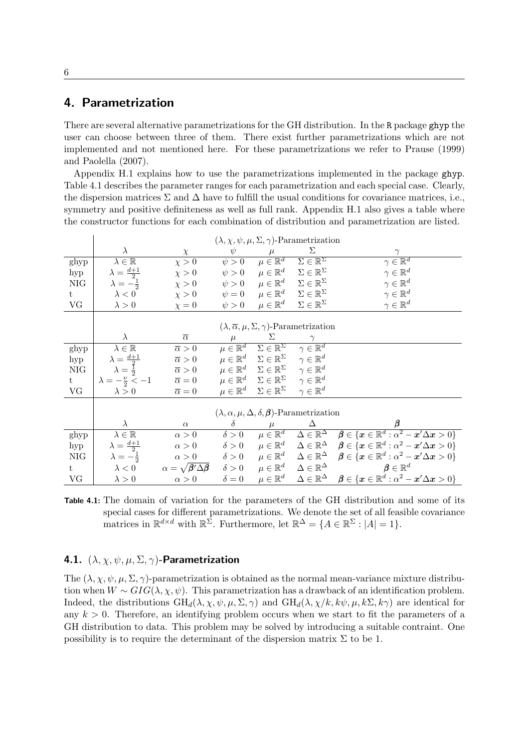## 4. Parametrization

There are several alternative parametrizations for the GH distribution. In the R package ghyp the user can choose between three of them. There exist further parametrizations which are not implemented and not mentioned here. For these parametrizations we refer to Prause (1999) and Paolella (2007).

Appendix H.1 explains how to use the parametrizations implemented in the package ghyp. Table 4.1 describes the parameter ranges for each parametrization and each special case. Clearly, the dispersion matrices $\Sigma$ and $\Delta$ have to fulfill the usual conditions for covariance matrices, i.e., symmetry and positive definiteness as well as full rank. Appendix H.1 also gives a table where the constructor functions for each combination of distribution and parametrization are listed.

| | $(\lambda, \chi, \psi, \mu, \Sigma, \gamma)$-Parametrization | | | | | |
|---|---|---|---|---|---|---|
| | $\lambda$ | $\chi$ | $\psi$ | $\mu$ | $\Sigma$ | $\gamma$ |
| ghyp | $\lambda \in \mathbb{R}$ | $\chi > 0$ | $\psi > 0$ | $\mu \in \mathbb{R}^d$ | $\Sigma \in \mathbb{R}^\Sigma$ | $\gamma \in \mathbb{R}^d$ |
| hyp | $\lambda = \frac{d+1}{2}$ | $\chi > 0$ | $\psi > 0$ | $\mu \in \mathbb{R}^d$ | $\Sigma \in \mathbb{R}^\Sigma$ | $\gamma \in \mathbb{R}^d$ |
| NIG | $\lambda = -\frac{1}{2}$ | $\chi > 0$ | $\psi > 0$ | $\mu \in \mathbb{R}^d$ | $\Sigma \in \mathbb{R}^\Sigma$ | $\gamma \in \mathbb{R}^d$ |
| t | $\lambda < 0$ | $\chi > 0$ | $\psi = 0$ | $\mu \in \mathbb{R}^d$ | $\Sigma \in \mathbb{R}^\Sigma$ | $\gamma \in \mathbb{R}^d$ |
| VG | $\lambda > 0$ | $\chi = 0$ | $\psi > 0$ | $\mu \in \mathbb{R}^d$ | $\Sigma \in \mathbb{R}^\Sigma$ | $\gamma \in \mathbb{R}^d$ |

| | $(\lambda, \overline{\alpha}, \mu, \Sigma, \gamma)$-Parametrization | | | | |
|---|---|---|---|---|---|
| | $\lambda$ | $\overline{\alpha}$ | $\mu$ | $\Sigma$ | $\gamma$ |
| ghyp | $\lambda \in \mathbb{R}$ | $\overline{\alpha} > 0$ | $\mu \in \mathbb{R}^d$ | $\Sigma \in \mathbb{R}^\Sigma$ | $\gamma \in \mathbb{R}^d$ |
| hyp | $\lambda = \frac{d+1}{2}$ | $\overline{\alpha} > 0$ | $\mu \in \mathbb{R}^d$ | $\Sigma \in \mathbb{R}^\Sigma$ | $\gamma \in \mathbb{R}^d$ |
| NIG | $\lambda = \frac{1}{2}$ | $\overline{\alpha} > 0$ | $\mu \in \mathbb{R}^d$ | $\Sigma \in \mathbb{R}^\Sigma$ | $\gamma \in \mathbb{R}^d$ |
| t | $\lambda = -\frac{\nu}{2} < -1$ | $\overline{\alpha} = 0$ | $\mu \in \mathbb{R}^d$ | $\Sigma \in \mathbb{R}^\Sigma$ | $\gamma \in \mathbb{R}^d$ |
| VG | $\lambda > 0$ | $\overline{\alpha} = 0$ | $\mu \in \mathbb{R}^d$ | $\Sigma \in \mathbb{R}^\Sigma$ | $\gamma \in \mathbb{R}^d$ |

| | $(\lambda, \alpha, \mu, \Delta, \delta, \boldsymbol{\beta})$-Parametrization | | | | | |
|---|---|---|---|---|---|---|
| | $\lambda$ | $\alpha$ | $\delta$ | $\mu$ | $\Delta$ | $\boldsymbol{\beta}$ |
| ghyp | $\lambda \in \mathbb{R}$ | $\alpha > 0$ | $\delta > 0$ | $\mu \in \mathbb{R}^d$ | $\Delta \in \mathbb{R}^\Delta$ | $\boldsymbol{\beta} \in \{\boldsymbol{x} \in \mathbb{R}^d : \alpha^2 - \boldsymbol{x}'\Delta\boldsymbol{x} > 0\}$ |
| hyp | $\lambda = \frac{d+1}{2}$ | $\alpha > 0$ | $\delta > 0$ | $\mu \in \mathbb{R}^d$ | $\Delta \in \mathbb{R}^\Delta$ | $\boldsymbol{\beta} \in \{\boldsymbol{x} \in \mathbb{R}^d : \alpha^2 - \boldsymbol{x}'\Delta\boldsymbol{x} > 0\}$ |
| NIG | $\lambda = -\frac{1}{2}$ | $\alpha > 0$ | $\delta > 0$ | $\mu \in \mathbb{R}^d$ | $\Delta \in \mathbb{R}^\Delta$ | $\boldsymbol{\beta} \in \{\boldsymbol{x} \in \mathbb{R}^d : \alpha^2 - \boldsymbol{x}'\Delta\boldsymbol{x} > 0\}$ |
| t | $\lambda < 0$ | $\alpha = \sqrt{\boldsymbol{\beta}'\Delta\boldsymbol{\beta}}$ | $\delta > 0$ | $\mu \in \mathbb{R}^d$ | $\Delta \in \mathbb{R}^\Delta$ | $\boldsymbol{\beta} \in \mathbb{R}^d$ |
| VG | $\lambda > 0$ | $\alpha > 0$ | $\delta = 0$ | $\mu \in \mathbb{R}^d$ | $\Delta \in \mathbb{R}^\Delta$ | $\boldsymbol{\beta} \in \{\boldsymbol{x} \in \mathbb{R}^d : \alpha^2 - \boldsymbol{x}'\Delta\boldsymbol{x} > 0\}$ |

**Table 4.1:** The domain of variation for the parameters of the GH distribution and some of its special cases for different parametrizations. We denote the set of all feasible covariance matrices in $\mathbb{R}^{d\times d}$ with $\mathbb{R}^\Sigma$. Furthermore, let $\mathbb{R}^\Delta = \{A \in \mathbb{R}^\Sigma : |A| = 1\}$.

### 4.1. $(\lambda, \chi, \psi, \mu, \Sigma, \gamma)$-Parametrization

The $(\lambda, \chi, \psi, \mu, \Sigma, \gamma)$-parametrization is obtained as the normal mean-variance mixture distribution when $W \sim GIG(\lambda, \chi, \psi)$. This parametrization has a drawback of an identification problem. Indeed, the distributions $\mathrm{GH}_d(\lambda, \chi, \psi, \mu, \Sigma, \gamma)$ and $\mathrm{GH}_d(\lambda, \chi/k, k\psi, \mu, k\Sigma, k\gamma)$ are identical for any $k > 0$. Therefore, an identifying problem occurs when we start to fit the parameters of a GH distribution to data. This problem may be solved by introducing a suitable contraint. One possibility is to require the determinant of the dispersion matrix $\Sigma$ to be 1.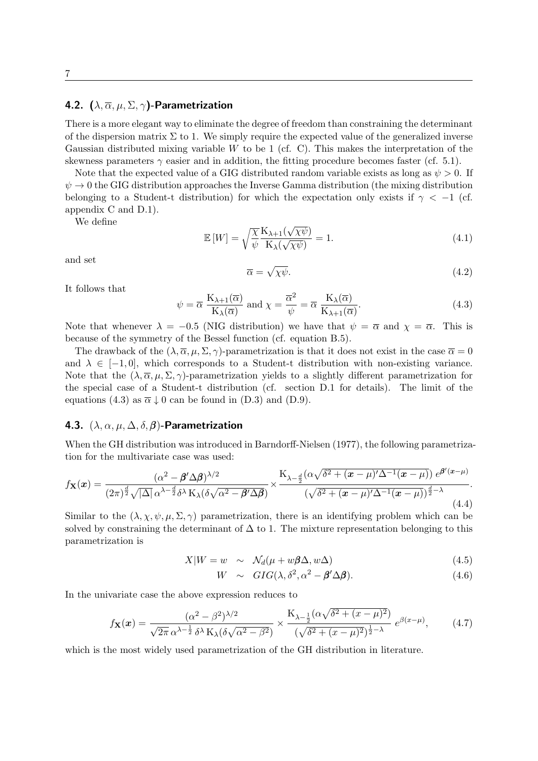### 4.2. $(\lambda, \overline{\alpha}, \mu, \Sigma, \gamma)$-Parametrization

There is a more elegant way to eliminate the degree of freedom than constraining the determinant of the dispersion matrix $\Sigma$ to 1. We simply require the expected value of the generalized inverse Gaussian distributed mixing variable $W$ to be 1 (cf. C). This makes the interpretation of the skewness parameters $\gamma$ easier and in addition, the fitting procedure becomes faster (cf. 5.1).

Note that the expected value of a GIG distributed random variable exists as long as $\psi > 0$. If $\psi \to 0$ the GIG distribution approaches the Inverse Gamma distribution (the mixing distribution belonging to a Student-t distribution) for which the expectation only exists if $\gamma < -1$ (cf. appendix C and D.1).

We define

$$\mathbb{E}[W] = \sqrt{\frac{\chi}{\psi}} \frac{\mathrm{K}_{\lambda+1}(\sqrt{\chi\psi})}{\mathrm{K}_{\lambda}(\sqrt{\chi\psi})} = 1. \tag{4.1}$$

and set

$$\overline{\alpha} = \sqrt{\chi\psi}. \tag{4.2}$$

It follows that

$$\psi = \overline{\alpha}\, \frac{\mathrm{K}_{\lambda+1}(\overline{\alpha})}{\mathrm{K}_{\lambda}(\overline{\alpha})} \text{ and } \chi = \frac{\overline{\alpha}^2}{\psi} = \overline{\alpha}\, \frac{\mathrm{K}_{\lambda}(\overline{\alpha})}{\mathrm{K}_{\lambda+1}(\overline{\alpha})}. \tag{4.3}$$

Note that whenever $\lambda = -0.5$ (NIG distribution) we have that $\psi = \overline{\alpha}$ and $\chi = \overline{\alpha}$. This is because of the symmetry of the Bessel function (cf. equation B.5).

The drawback of the $(\lambda, \overline{\alpha}, \mu, \Sigma, \gamma)$-parametrization is that it does not exist in the case $\overline{\alpha} = 0$ and $\lambda \in [-1, 0]$, which corresponds to a Student-t distribution with non-existing variance. Note that the $(\lambda, \overline{\alpha}, \mu, \Sigma, \gamma)$-parametrization yields to a slightly different parametrization for the special case of a Student-t distribution (cf. section D.1 for details). The limit of the equations (4.3) as $\overline{\alpha} \downarrow 0$ can be found in (D.3) and (D.9).

### 4.3. $(\lambda, \alpha, \mu, \Delta, \delta, \boldsymbol{\beta})$-Parametrization

When the GH distribution was introduced in Barndorff-Nielsen (1977), the following parametrization for the multivariate case was used:

$$f_{\mathbf{X}}(\boldsymbol{x}) = \frac{(\alpha^2 - \boldsymbol{\beta}'\Delta\boldsymbol{\beta})^{\lambda/2}}{(2\pi)^{\frac{d}{2}} \sqrt{|\Delta|}\, \alpha^{\lambda - \frac{d}{2}} \delta^{\lambda}\, \mathrm{K}_{\lambda}(\delta\sqrt{\alpha^2 - \boldsymbol{\beta}'\Delta\boldsymbol{\beta}})} \times \frac{\mathrm{K}_{\lambda - \frac{d}{2}}(\alpha\sqrt{\delta^2 + (\boldsymbol{x}-\mu)'\Delta^{-1}(\boldsymbol{x}-\mu)})\; e^{\boldsymbol{\beta}'(\boldsymbol{x}-\mu)}}{(\sqrt{\delta^2 + (\boldsymbol{x}-\mu)'\Delta^{-1}(\boldsymbol{x}-\mu)})^{\frac{d}{2}-\lambda}}. \tag{4.4}$$

Similar to the $(\lambda, \chi, \psi, \mu, \Sigma, \gamma)$ parametrization, there is an identifying problem which can be solved by constraining the determinant of $\Delta$ to 1. The mixture representation belonging to this parametrization is

$$X|W = w \quad \sim \quad \mathcal{N}_d(\mu + w\boldsymbol{\beta}\Delta, w\Delta) \tag{4.5}$$

$$W \quad \sim \quad GIG(\lambda, \delta^2, \alpha^2 - \boldsymbol{\beta}'\Delta\boldsymbol{\beta}). \tag{4.6}$$

In the univariate case the above expression reduces to

$$f_{\mathbf{X}}(\boldsymbol{x}) = \frac{(\alpha^2 - \beta^2)^{\lambda/2}}{\sqrt{2\pi}\, \alpha^{\lambda - \frac{1}{2}}\, \delta^{\lambda}\, \mathrm{K}_{\lambda}(\delta\sqrt{\alpha^2 - \beta^2})} \times \frac{\mathrm{K}_{\lambda - \frac{1}{2}}(\alpha\sqrt{\delta^2 + (x-\mu)^2})}{(\sqrt{\delta^2 + (x-\mu)^2})^{\frac{1}{2}-\lambda}}\; e^{\beta(x-\mu)}, \tag{4.7}$$

which is the most widely used parametrization of the GH distribution in literature.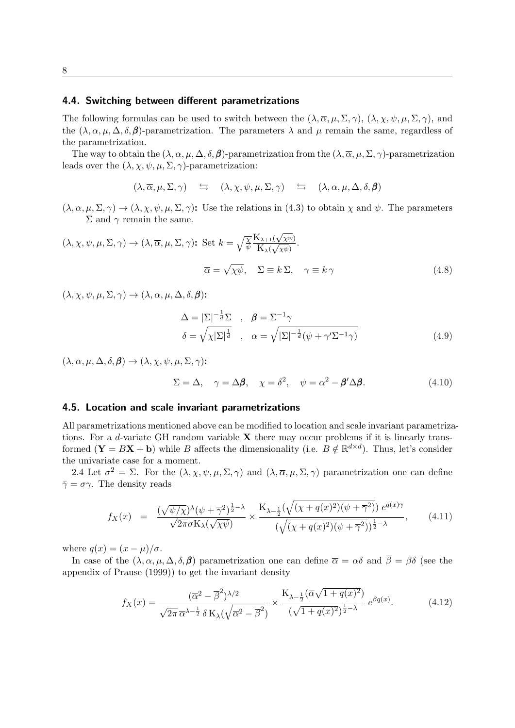### 4.4. Switching between different parametrizations

The following formulas can be used to switch between the $(\lambda, \overline{\alpha}, \mu, \Sigma, \gamma)$, $(\lambda, \chi, \psi, \mu, \Sigma, \gamma)$, and the $(\lambda, \alpha, \mu, \Delta, \delta, \boldsymbol{\beta})$-parametrization. The parameters $\lambda$ and $\mu$ remain the same, regardless of the parametrization.

The way to obtain the $(\lambda, \alpha, \mu, \Delta, \delta, \boldsymbol{\beta})$-parametrization from the $(\lambda, \overline{\alpha}, \mu, \Sigma, \gamma)$-parametrization leads over the $(\lambda, \chi, \psi, \mu, \Sigma, \gamma)$-parametrization:

$$(\lambda, \overline{\alpha}, \mu, \Sigma, \gamma) \quad \leftrightarrows \quad (\lambda, \chi, \psi, \mu, \Sigma, \gamma) \quad \leftrightarrows \quad (\lambda, \alpha, \mu, \Delta, \delta, \boldsymbol{\beta})$$

**$(\lambda, \overline{\alpha}, \mu, \Sigma, \gamma) \to (\lambda, \chi, \psi, \mu, \Sigma, \gamma)$:** Use the relations in (4.3) to obtain $\chi$ and $\psi$. The parameters $\Sigma$ and $\gamma$ remain the same.

**$(\lambda, \chi, \psi, \mu, \Sigma, \gamma) \to (\lambda, \overline{\alpha}, \mu, \Sigma, \gamma)$:** Set $k = \sqrt{\frac{\chi}{\psi}} \frac{\mathrm{K}_{\lambda+1}(\sqrt{\chi\psi})}{\mathrm{K}_{\lambda}(\sqrt{\chi\psi})}$.

$$\overline{\alpha} = \sqrt{\chi\psi}, \quad \Sigma \equiv k\,\Sigma, \quad \gamma \equiv k\,\gamma \tag{4.8}$$

**$(\lambda, \chi, \psi, \mu, \Sigma, \gamma) \to (\lambda, \alpha, \mu, \Delta, \delta, \boldsymbol{\beta})$:**

$$\begin{aligned} \Delta &= |\Sigma|^{-\frac{1}{d}}\Sigma \quad , \quad \boldsymbol{\beta} = \Sigma^{-1}\gamma \\ \delta &= \sqrt{\chi|\Sigma|^{\frac{1}{d}}} \quad , \quad \alpha = \sqrt{|\Sigma|^{-\frac{1}{d}}(\psi + \gamma'\Sigma^{-1}\gamma)} \end{aligned} \tag{4.9}$$

**$(\lambda, \alpha, \mu, \Delta, \delta, \boldsymbol{\beta}) \to (\lambda, \chi, \psi, \mu, \Sigma, \gamma)$:**

$$\Sigma = \Delta, \quad \gamma = \Delta\boldsymbol{\beta}, \quad \chi = \delta^2, \quad \psi = \alpha^2 - \boldsymbol{\beta}'\Delta\boldsymbol{\beta}. \tag{4.10}$$

### 4.5. Location and scale invariant parametrizations

All parametrizations mentioned above can be modified to location and scale invariant parametrizations. For a $d$-variate GH random variable $\mathbf{X}$ there may occur problems if it is linearly transformed ($\mathbf{Y} = B\mathbf{X} + \mathbf{b}$) while $B$ affects the dimensionality (i.e. $B \notin \mathbb{R}^{d \times d}$). Thus, let's consider the univariate case for a moment.

2.4 Let $\sigma^2 = \Sigma$. For the $(\lambda, \chi, \psi, \mu, \Sigma, \gamma)$ and $(\lambda, \overline{\alpha}, \mu, \Sigma, \gamma)$ parametrization one can define $\bar{\gamma} = \sigma\gamma$. The density reads

$$f_X(x) \quad = \quad \frac{(\sqrt{\psi/\chi})^{\lambda}(\psi + \overline{\gamma}^2)^{\frac{1}{2}-\lambda}}{\sqrt{2\pi}\sigma \mathrm{K}_{\lambda}(\sqrt{\chi\psi})} \times \frac{\mathrm{K}_{\lambda-\frac{1}{2}}(\sqrt{(\chi + q(x)^2)(\psi + \overline{\gamma}^2)})\; e^{q(x)\overline{\gamma}}}{(\sqrt{(\chi + q(x)^2)(\psi + \overline{\gamma}^2)})^{\frac{1}{2}-\lambda}}, \tag{4.11}$$

where $q(x) = (x - \mu)/\sigma$.

In case of the $(\lambda, \alpha, \mu, \Delta, \delta, \boldsymbol{\beta})$ parametrization one can define $\overline{\alpha} = \alpha\delta$ and $\overline{\beta} = \beta\delta$ (see the appendix of Prause (1999)) to get the invariant density

$$f_X(x) = \frac{(\overline{\alpha}^2 - \overline{\beta}^2)^{\lambda/2}}{\sqrt{2\pi}\,\overline{\alpha}^{\lambda-\frac{1}{2}}\,\delta\,\mathrm{K}_{\lambda}(\sqrt{\overline{\alpha}^2 - \overline{\beta}^2})} \times \frac{\mathrm{K}_{\lambda-\frac{1}{2}}(\overline{\alpha}\sqrt{1 + q(x)^2})}{(\sqrt{1 + q(x)^2})^{\frac{1}{2}-\lambda}}\; e^{\beta q(x)}. \tag{4.12}$$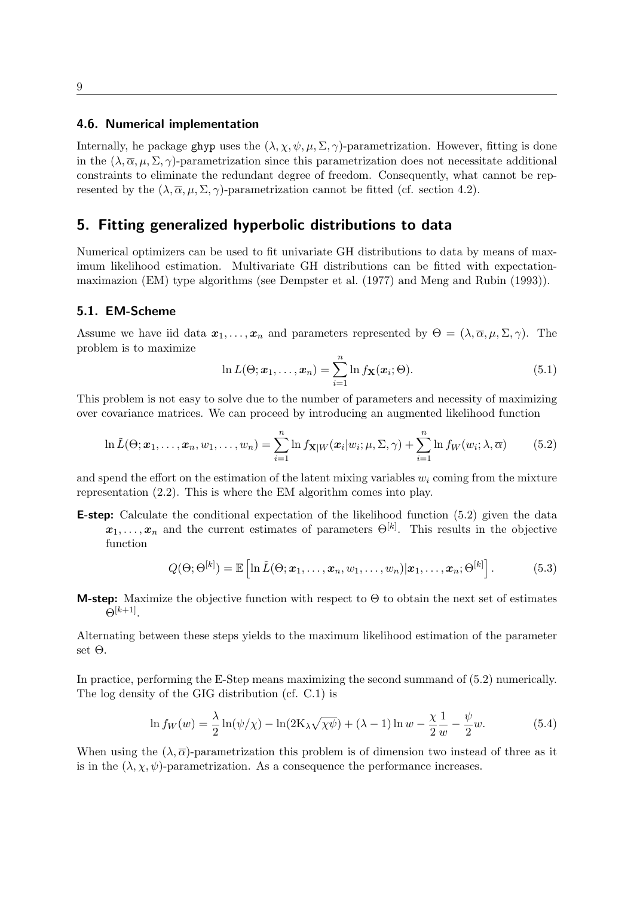### 4.6. Numerical implementation

Internally, he package ghyp uses the $(\lambda, \chi, \psi, \mu, \Sigma, \gamma)$-parametrization. However, fitting is done in the $(\lambda, \overline{\alpha}, \mu, \Sigma, \gamma)$-parametrization since this parametrization does not necessitate additional constraints to eliminate the redundant degree of freedom. Consequently, what cannot be represented by the $(\lambda, \overline{\alpha}, \mu, \Sigma, \gamma)$-parametrization cannot be fitted (cf. section 4.2).

## 5. Fitting generalized hyperbolic distributions to data

Numerical optimizers can be used to fit univariate GH distributions to data by means of maximum likelihood estimation. Multivariate GH distributions can be fitted with expectation-maximazion (EM) type algorithms (see Dempster et al. (1977) and Meng and Rubin (1993)).

### 5.1. EM-Scheme

Assume we have iid data $\boldsymbol{x}_1, \ldots, \boldsymbol{x}_n$ and parameters represented by $\Theta = (\lambda, \overline{\alpha}, \mu, \Sigma, \gamma)$. The problem is to maximize

$$\ln L(\Theta; \boldsymbol{x}_1, \ldots, \boldsymbol{x}_n) = \sum_{i=1}^{n} \ln f_{\mathbf{X}}(\boldsymbol{x}_i; \Theta). \tag{5.1}$$

This problem is not easy to solve due to the number of parameters and necessity of maximizing over covariance matrices. We can proceed by introducing an augmented likelihood function

$$\ln \tilde{L}(\Theta; \boldsymbol{x}_1, \ldots, \boldsymbol{x}_n, w_1, \ldots, w_n) = \sum_{i=1}^{n} \ln f_{\mathbf{X}|W}(\boldsymbol{x}_i | w_i; \mu, \Sigma, \gamma) + \sum_{i=1}^{n} \ln f_W(w_i; \lambda, \overline{\alpha}) \tag{5.2}$$

and spend the effort on the estimation of the latent mixing variables $w_i$ coming from the mixture representation (2.2). This is where the EM algorithm comes into play.

**E-step:** Calculate the conditional expectation of the likelihood function (5.2) given the data $\boldsymbol{x}_1, \ldots, \boldsymbol{x}_n$ and the current estimates of parameters $\Theta^{[k]}$. This results in the objective function

$$Q(\Theta; \Theta^{[k]}) = \mathbb{E}\left[\ln \tilde{L}(\Theta; \boldsymbol{x}_1, \ldots, \boldsymbol{x}_n, w_1, \ldots, w_n) | \boldsymbol{x}_1, \ldots, \boldsymbol{x}_n; \Theta^{[k]}\right]. \tag{5.3}$$

**M-step:** Maximize the objective function with respect to $\Theta$ to obtain the next set of estimates $\Theta^{[k+1]}$.

Alternating between these steps yields to the maximum likelihood estimation of the parameter set $\Theta$.

In practice, performing the E-Step means maximizing the second summand of (5.2) numerically. The log density of the GIG distribution (cf. C.1) is

$$\ln f_W(w) = \frac{\lambda}{2} \ln(\psi/\chi) - \ln(2 \mathrm{K}_\lambda \sqrt{\chi\psi}) + (\lambda - 1) \ln w - \frac{\chi}{2} \frac{1}{w} - \frac{\psi}{2} w. \tag{5.4}$$

When using the $(\lambda, \overline{\alpha})$-parametrization this problem is of dimension two instead of three as it is in the $(\lambda, \chi, \psi)$-parametrization. As a consequence the performance increases.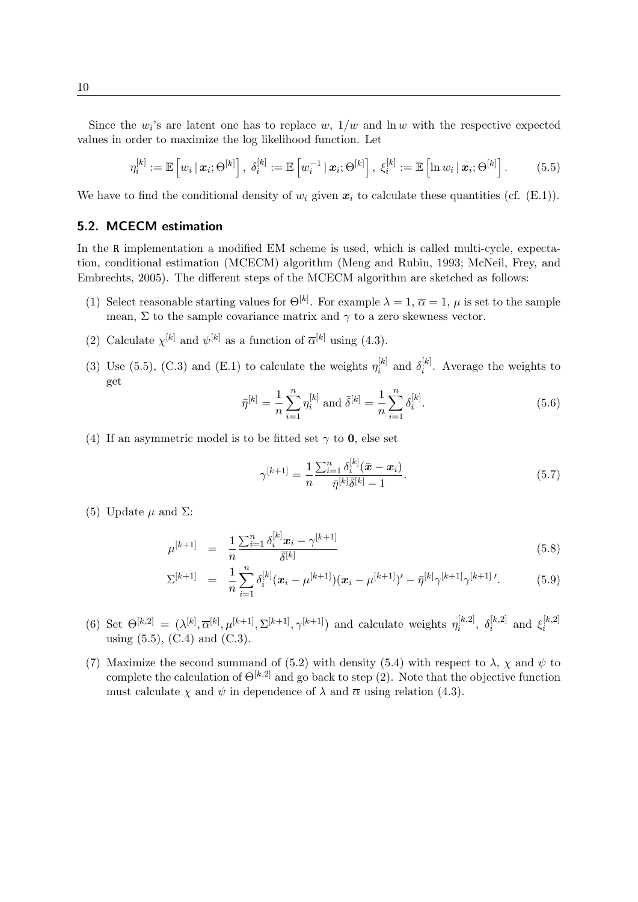Since the $w_i$'s are latent one has to replace $w$, $1/w$ and $\ln w$ with the respective expected values in order to maximize the log likelihood function. Let

$$\eta_i^{[k]} := \mathbb{E}\left[w_i \,|\, \boldsymbol{x}_i; \Theta^{[k]}\right],\ \delta_i^{[k]} := \mathbb{E}\left[w_i^{-1} \,|\, \boldsymbol{x}_i; \Theta^{[k]}\right],\ \xi_i^{[k]} := \mathbb{E}\left[\ln w_i \,|\, \boldsymbol{x}_i; \Theta^{[k]}\right]. \tag{5.5}$$

We have to find the conditional density of $w_i$ given $\boldsymbol{x}_i$ to calculate these quantities (cf. (E.1)).

## 5.2. MCECM estimation

In the R implementation a modified EM scheme is used, which is called multi-cycle, expectation, conditional estimation (MCECM) algorithm (Meng and Rubin, 1993; McNeil, Frey, and Embrechts, 2005). The different steps of the MCECM algorithm are sketched as follows:

(1) Select reasonable starting values for $\Theta^{[k]}$. For example $\lambda = 1$, $\overline{\alpha} = 1$, $\mu$ is set to the sample mean, $\Sigma$ to the sample covariance matrix and $\gamma$ to a zero skewness vector.

(2) Calculate $\chi^{[k]}$ and $\psi^{[k]}$ as a function of $\overline{\alpha}^{[k]}$ using (4.3).

(3) Use (5.5), (C.3) and (E.1) to calculate the weights $\eta_i^{[k]}$ and $\delta_i^{[k]}$. Average the weights to get

$$\bar{\eta}^{[k]} = \frac{1}{n}\sum_{i=1}^{n}\eta_i^{[k]} \text{ and } \bar{\delta}^{[k]} = \frac{1}{n}\sum_{i=1}^{n}\delta_i^{[k]}. \tag{5.6}$$

(4) If an asymmetric model is to be fitted set $\gamma$ to $\mathbf{0}$, else set

$$\gamma^{[k+1]} = \frac{1}{n}\frac{\sum_{i=1}^{n}\delta_i^{[k]}(\bar{\boldsymbol{x}} - \boldsymbol{x}_i)}{\bar{\eta}^{[k]}\bar{\delta}^{[k]} - 1}. \tag{5.7}$$

(5) Update $\mu$ and $\Sigma$:

$$\mu^{[k+1]} = \frac{1}{n}\frac{\sum_{i=1}^{n}\delta_i^{[k]}\boldsymbol{x}_i - \gamma^{[k+1]}}{\bar{\delta}^{[k]}} \tag{5.8}$$

$$\Sigma^{[k+1]} = \frac{1}{n}\sum_{i=1}^{n}\delta_i^{[k]}(\boldsymbol{x}_i - \mu^{[k+1]})(\boldsymbol{x}_i - \mu^{[k+1]})' - \bar{\eta}^{[k]}\gamma^{[k+1]}\gamma^{[k+1]\,\prime}. \tag{5.9}$$

(6) Set $\Theta^{[k,2]} = (\lambda^{[k]}, \overline{\alpha}^{[k]}, \mu^{[k+1]}, \Sigma^{[k+1]}, \gamma^{[k+1]})$ and calculate weights $\eta_i^{[k,2]}$, $\delta_i^{[k,2]}$ and $\xi_i^{[k,2]}$ using (5.5), (C.4) and (C.3).

(7) Maximize the second summand of (5.2) with density (5.4) with respect to $\lambda$, $\chi$ and $\psi$ to complete the calculation of $\Theta^{[k,2]}$ and go back to step (2). Note that the objective function must calculate $\chi$ and $\psi$ in dependence of $\lambda$ and $\overline{\alpha}$ using relation (4.3).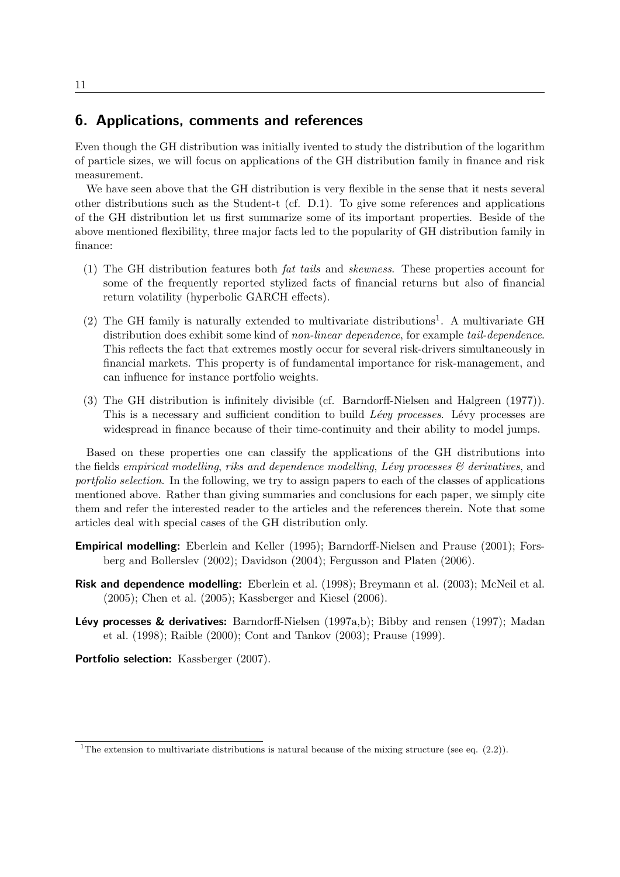## 6. Applications, comments and references

Even though the GH distribution was initially ivented to study the distribution of the logarithm of particle sizes, we will focus on applications of the GH distribution family in finance and risk measurement.

We have seen above that the GH distribution is very flexible in the sense that it nests several other distributions such as the Student-t (cf. D.1). To give some references and applications of the GH distribution let us first summarize some of its important properties. Beside of the above mentioned flexibility, three major facts led to the popularity of GH distribution family in finance:

(1) The GH distribution features both *fat tails* and *skewness*. These properties account for some of the frequently reported stylized facts of financial returns but also of financial return volatility (hyperbolic GARCH effects).

(2) The GH family is naturally extended to multivariate distributions[1]. A multivariate GH distribution does exhibit some kind of *non-linear dependence*, for example *tail-dependence*. This reflects the fact that extremes mostly occur for several risk-drivers simultaneously in financial markets. This property is of fundamental importance for risk-management, and can influence for instance portfolio weights.

(3) The GH distribution is infinitely divisible (cf. Barndorff-Nielsen and Halgreen (1977)). This is a necessary and sufficient condition to build *Lévy processes*. Lévy processes are widespread in finance because of their time-continuity and their ability to model jumps.

Based on these properties one can classify the applications of the GH distributions into the fields *empirical modelling*, *riks and dependence modelling*, *Lévy processes & derivatives*, and *portfolio selection*. In the following, we try to assign papers to each of the classes of applications mentioned above. Rather than giving summaries and conclusions for each paper, we simply cite them and refer the interested reader to the articles and the references therein. Note that some articles deal with special cases of the GH distribution only.

**Empirical modelling:** Eberlein and Keller (1995); Barndorff-Nielsen and Prause (2001); Forsberg and Bollerslev (2002); Davidson (2004); Fergusson and Platen (2006).

**Risk and dependence modelling:** Eberlein et al. (1998); Breymann et al. (2003); McNeil et al. (2005); Chen et al. (2005); Kassberger and Kiesel (2006).

**Lévy processes & derivatives:** Barndorff-Nielsen (1997a,b); Bibby and rensen (1997); Madan et al. (1998); Raible (2000); Cont and Tankov (2003); Prause (1999).

**Portfolio selection:** Kassberger (2007).

[1] The extension to multivariate distributions is natural because of the mixing structure (see eq. (2.2)).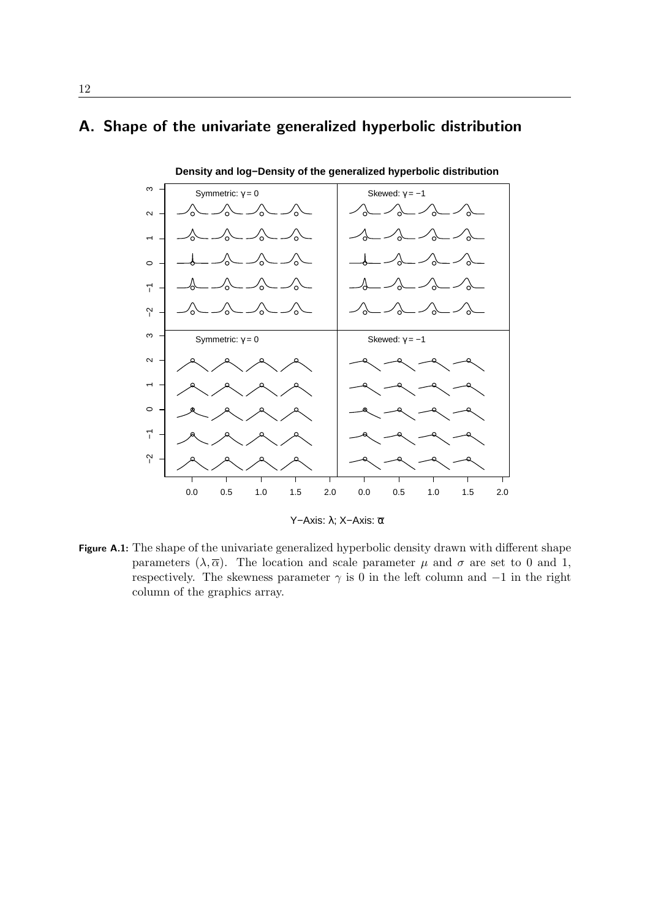# A. Shape of the univariate generalized hyperbolic distribution

**Figure A.1:** The shape of the univariate generalized hyperbolic density drawn with different shape parameters $(\lambda, \overline{\alpha})$. The location and scale parameter $\mu$ and $\sigma$ are set to 0 and 1, respectively. The skewness parameter $\gamma$ is 0 in the left column and $-1$ in the right column of the graphics array.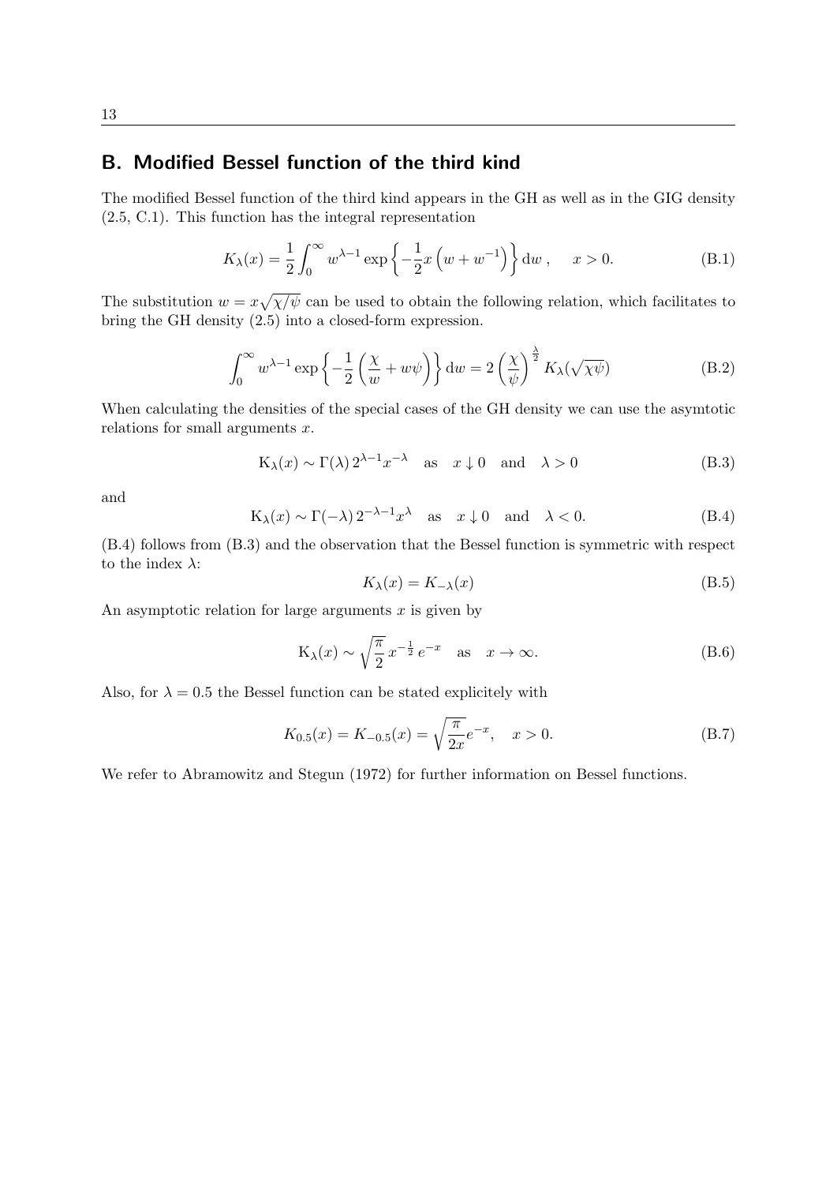## B. Modified Bessel function of the third kind

The modified Bessel function of the third kind appears in the GH as well as in the GIG density (2.5, C.1). This function has the integral representation

$$K_\lambda(x) = \frac{1}{2}\int_0^\infty w^{\lambda-1}\exp\left\{-\frac{1}{2}x\left(w+w^{-1}\right)\right\}\mathrm{d}w\,, \quad x>0. \tag{B.1}$$

The substitution $w = x\sqrt{\chi/\psi}$ can be used to obtain the following relation, which facilitates to bring the GH density (2.5) into a closed-form expression.

$$\int_0^\infty w^{\lambda-1}\exp\left\{-\frac{1}{2}\left(\frac{\chi}{w}+w\psi\right)\right\}\mathrm{d}w = 2\left(\frac{\chi}{\psi}\right)^{\frac{\lambda}{2}} K_\lambda(\sqrt{\chi\psi}) \tag{B.2}$$

When calculating the densities of the special cases of the GH density we can use the asymtotic relations for small arguments $x$.

$$\mathrm{K}_\lambda(x) \sim \Gamma(\lambda)\,2^{\lambda-1}x^{-\lambda} \quad \text{as} \quad x\downarrow 0 \quad \text{and} \quad \lambda>0 \tag{B.3}$$

and

$$\mathrm{K}_\lambda(x) \sim \Gamma(-\lambda)\,2^{-\lambda-1}x^{\lambda} \quad \text{as} \quad x\downarrow 0 \quad \text{and} \quad \lambda<0. \tag{B.4}$$

(B.4) follows from (B.3) and the observation that the Bessel function is symmetric with respect to the index $\lambda$:

$$K_\lambda(x) = K_{-\lambda}(x) \tag{B.5}$$

An asymptotic relation for large arguments $x$ is given by

$$\mathrm{K}_\lambda(x) \sim \sqrt{\frac{\pi}{2}}\,x^{-\frac{1}{2}}\,e^{-x} \quad \text{as} \quad x\to\infty. \tag{B.6}$$

Also, for $\lambda = 0.5$ the Bessel function can be stated explicitely with

$$K_{0.5}(x) = K_{-0.5}(x) = \sqrt{\frac{\pi}{2x}}e^{-x}, \quad x>0. \tag{B.7}$$

We refer to Abramowitz and Stegun (1972) for further information on Bessel functions.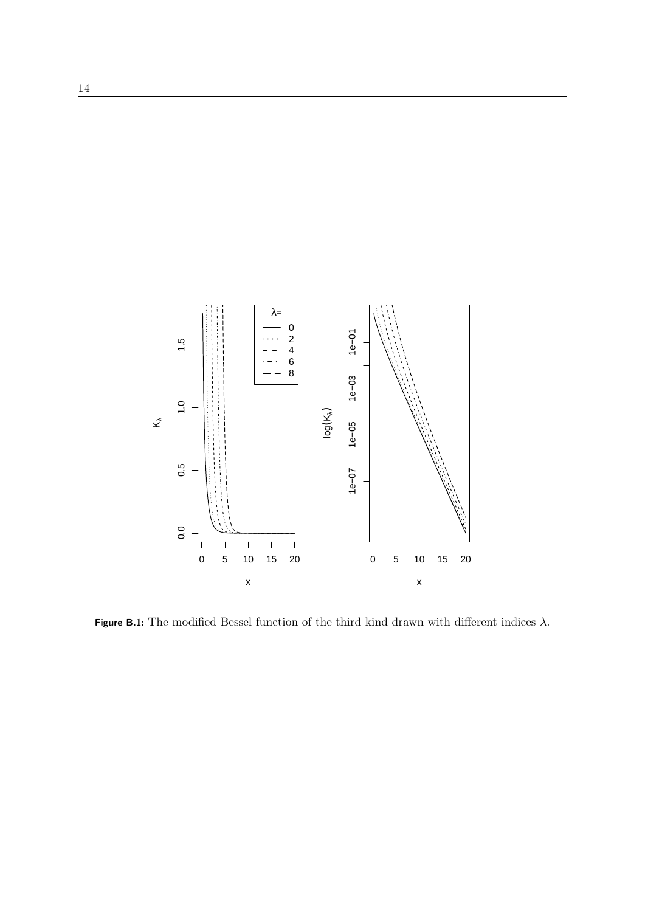**Figure B.1:** The modified Bessel function of the third kind drawn with different indices $\lambda$.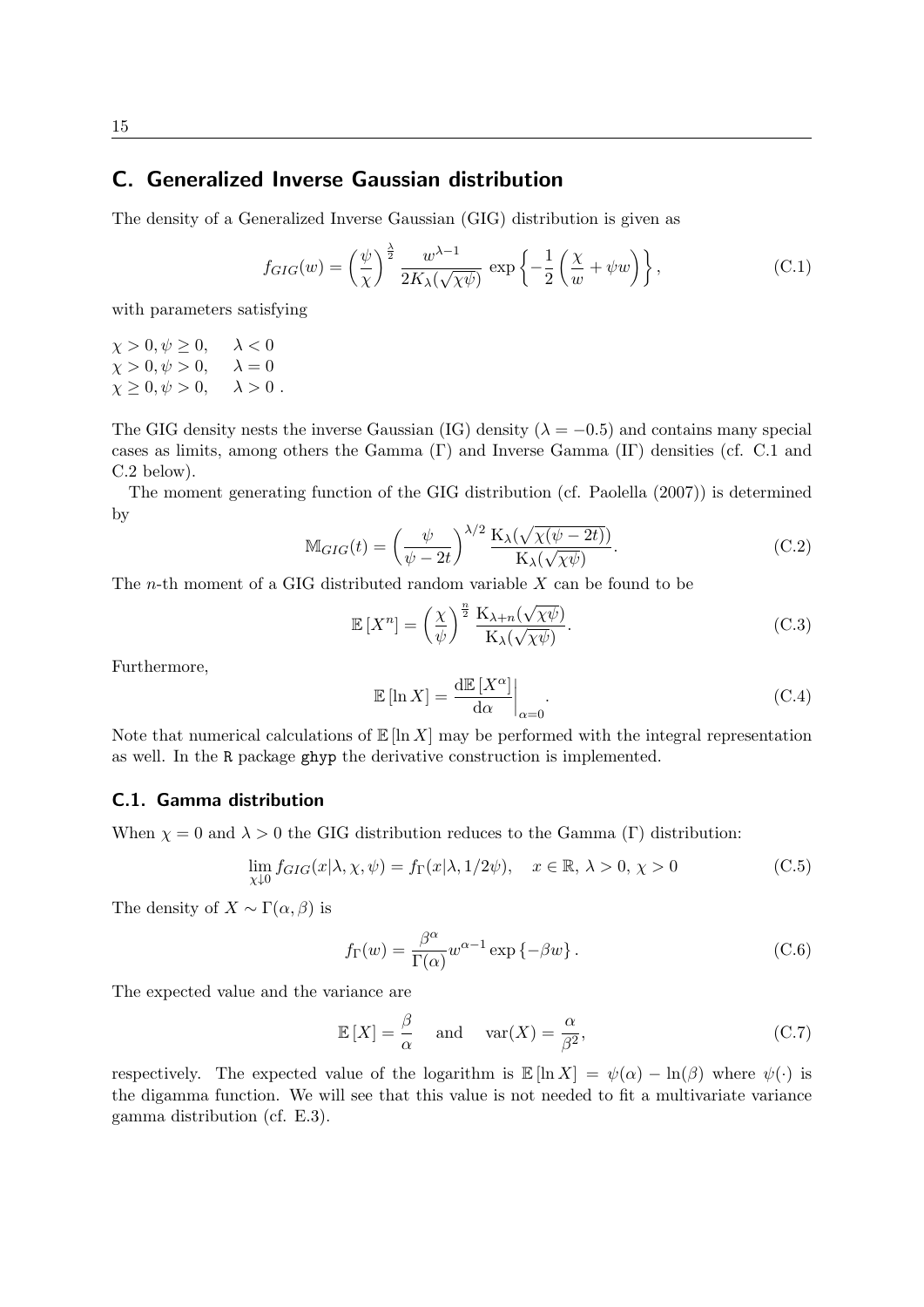## C. Generalized Inverse Gaussian distribution

The density of a Generalized Inverse Gaussian (GIG) distribution is given as

$$f_{GIG}(w) = \left(\frac{\psi}{\chi}\right)^{\frac{\lambda}{2}} \frac{w^{\lambda-1}}{2K_\lambda(\sqrt{\chi\psi})} \exp\left\{-\frac{1}{2}\left(\frac{\chi}{w} + \psi w\right)\right\}, \tag{C.1}$$

with parameters satisfying

$\chi > 0, \psi \geq 0, \quad \lambda < 0$
$\chi > 0, \psi > 0, \quad \lambda = 0$
$\chi \geq 0, \psi > 0, \quad \lambda > 0$ .

The GIG density nests the inverse Gaussian (IG) density ($\lambda = -0.5$) and contains many special cases as limits, among others the Gamma ($\Gamma$) and Inverse Gamma ($\mathrm{I}\Gamma$) densities (cf. C.1 and C.2 below).

The moment generating function of the GIG distribution (cf. Paolella (2007)) is determined by

$$\mathbb{M}_{GIG}(t) = \left(\frac{\psi}{\psi - 2t}\right)^{\lambda/2} \frac{\mathrm{K}_\lambda(\sqrt{\chi(\psi - 2t)})}{\mathrm{K}_\lambda(\sqrt{\chi\psi})}. \tag{C.2}$$

The $n$-th moment of a GIG distributed random variable $X$ can be found to be

$$\mathbb{E}\left[X^n\right] = \left(\frac{\chi}{\psi}\right)^{\frac{n}{2}} \frac{\mathrm{K}_{\lambda+n}(\sqrt{\chi\psi})}{\mathrm{K}_\lambda(\sqrt{\chi\psi})}. \tag{C.3}$$

Furthermore,

$$\mathbb{E}\left[\ln X\right] = \left.\frac{\mathrm{d}\mathbb{E}\left[X^\alpha\right]}{\mathrm{d}\alpha}\right|_{\alpha=0}. \tag{C.4}$$

Note that numerical calculations of $\mathbb{E}\left[\ln X\right]$ may be performed with the integral representation as well. In the R package ghyp the derivative construction is implemented.

### C.1. Gamma distribution

When $\chi = 0$ and $\lambda > 0$ the GIG distribution reduces to the Gamma ($\Gamma$) distribution:

$$\lim_{\chi \downarrow 0} f_{GIG}(x|\lambda, \chi, \psi) = f_\Gamma(x|\lambda, 1/2\psi), \quad x \in \mathbb{R},\ \lambda > 0,\ \chi > 0 \tag{C.5}$$

The density of $X \sim \Gamma(\alpha, \beta)$ is

$$f_\Gamma(w) = \frac{\beta^\alpha}{\Gamma(\alpha)} w^{\alpha-1} \exp\left\{-\beta w\right\}. \tag{C.6}$$

The expected value and the variance are

$$\mathbb{E}\left[X\right] = \frac{\beta}{\alpha} \quad \text{and} \quad \mathrm{var}(X) = \frac{\alpha}{\beta^2}, \tag{C.7}$$

respectively. The expected value of the logarithm is $\mathbb{E}\left[\ln X\right] = \psi(\alpha) - \ln(\beta)$ where $\psi(\cdot)$ is the digamma function. We will see that this value is not needed to fit a multivariate variance gamma distribution (cf. E.3).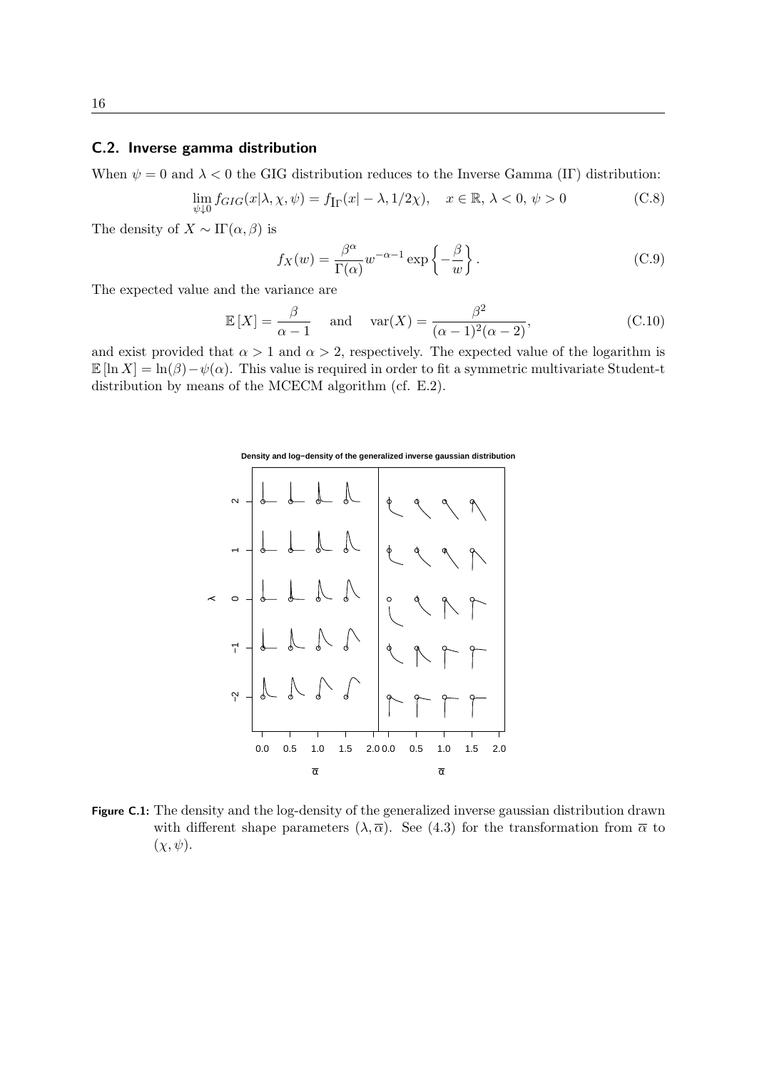## C.2. Inverse gamma distribution

When $\psi = 0$ and $\lambda < 0$ the GIG distribution reduces to the Inverse Gamma (I$\Gamma$) distribution:

$$\lim_{\psi \downarrow 0} f_{GIG}(x|\lambda, \chi, \psi) = f_{I\Gamma}(x| - \lambda, 1/2\chi), \quad x \in \mathbb{R}, \, \lambda < 0, \, \psi > 0 \tag{C.8}$$

The density of $X \sim \text{I}\Gamma(\alpha, \beta)$ is

$$f_X(w) = \frac{\beta^\alpha}{\Gamma(\alpha)} w^{-\alpha-1} \exp\left\{ -\frac{\beta}{w} \right\}. \tag{C.9}$$

The expected value and the variance are

$$\mathbb{E}[X] = \frac{\beta}{\alpha - 1} \quad \text{and} \quad \text{var}(X) = \frac{\beta^2}{(\alpha - 1)^2(\alpha - 2)}, \tag{C.10}$$

and exist provided that $\alpha > 1$ and $\alpha > 2$, respectively. The expected value of the logarithm is $\mathbb{E}[\ln X] = \ln(\beta) - \psi(\alpha)$. This value is required in order to fit a symmetric multivariate Student-t distribution by means of the MCECM algorithm (cf. E.2).

**Figure C.1:** The density and the log-density of the generalized inverse gaussian distribution drawn with different shape parameters $(\lambda, \overline{\alpha})$. See (4.3) for the transformation from $\overline{\alpha}$ to $(\chi, \psi)$.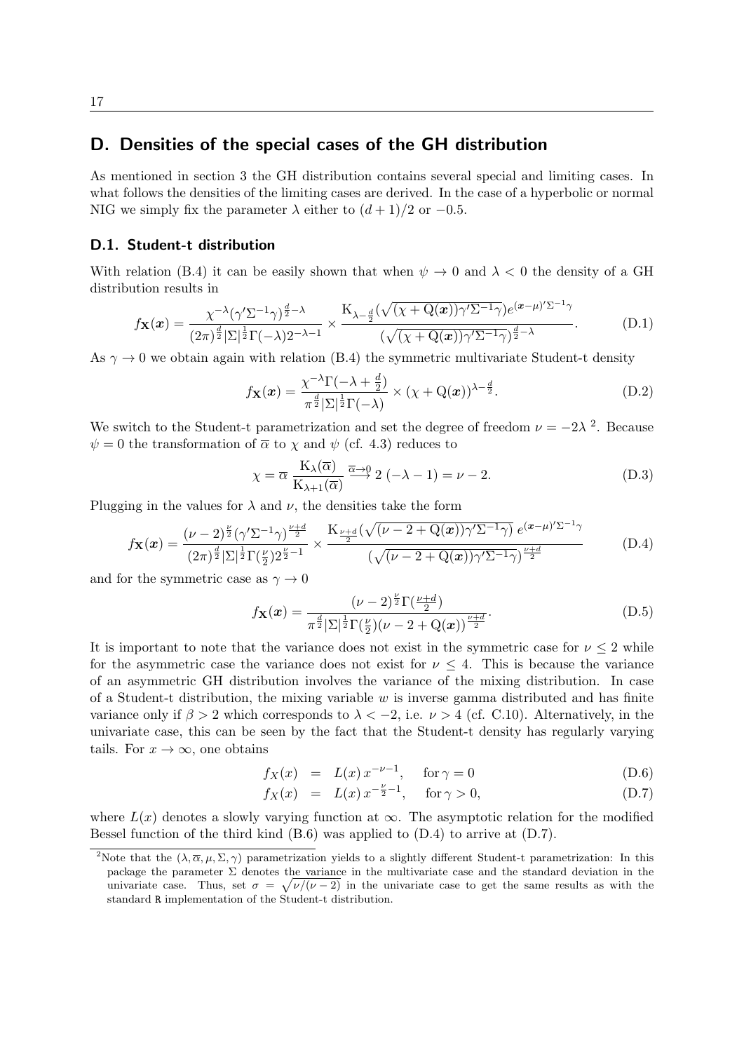## D. Densities of the special cases of the GH distribution

As mentioned in section 3 the GH distribution contains several special and limiting cases. In what follows the densities of the limiting cases are derived. In the case of a hyperbolic or normal NIG we simply fix the parameter $\lambda$ either to $(d+1)/2$ or $-0.5$.

### D.1. Student-t distribution

With relation (B.4) it can be easily shown that when $\psi \to 0$ and $\lambda < 0$ the density of a GH distribution results in

$$f_{\mathbf{X}}(\boldsymbol{x}) = \frac{\chi^{-\lambda}(\gamma'\Sigma^{-1}\gamma)^{\frac{d}{2}-\lambda}}{(2\pi)^{\frac{d}{2}}|\Sigma|^{\frac{1}{2}}\Gamma(-\lambda)2^{-\lambda-1}} \times \frac{\mathrm{K}_{\lambda-\frac{d}{2}}(\sqrt{(\chi+\mathrm{Q}(\boldsymbol{x}))\gamma'\Sigma^{-1}\gamma})e^{(\boldsymbol{x}-\mu)'\Sigma^{-1}\gamma}}{(\sqrt{(\chi+\mathrm{Q}(\boldsymbol{x}))\gamma'\Sigma^{-1}\gamma})^{\frac{d}{2}-\lambda}}. \tag{D.1}$$

As $\gamma \to 0$ we obtain again with relation (B.4) the symmetric multivariate Student-t density

$$f_{\mathbf{X}}(\boldsymbol{x}) = \frac{\chi^{-\lambda}\Gamma(-\lambda+\frac{d}{2})}{\pi^{\frac{d}{2}}|\Sigma|^{\frac{1}{2}}\Gamma(-\lambda)} \times (\chi+\mathrm{Q}(\boldsymbol{x}))^{\lambda-\frac{d}{2}}. \tag{D.2}$$

We switch to the Student-t parametrization and set the degree of freedom $\nu = -2\lambda$ [2]. Because $\psi = 0$ the transformation of $\overline{\alpha}$ to $\chi$ and $\psi$ (cf. 4.3) reduces to

$$\chi = \overline{\alpha}\,\frac{\mathrm{K}_{\lambda}(\overline{\alpha})}{\mathrm{K}_{\lambda+1}(\overline{\alpha})} \overset{\overline{\alpha}\to 0}{\longrightarrow} 2\,(-\lambda-1) = \nu - 2. \tag{D.3}$$

Plugging in the values for $\lambda$ and $\nu$, the densities take the form

$$f_{\mathbf{X}}(\boldsymbol{x}) = \frac{(\nu-2)^{\frac{\nu}{2}}(\gamma'\Sigma^{-1}\gamma)^{\frac{\nu+d}{2}}}{(2\pi)^{\frac{d}{2}}|\Sigma|^{\frac{1}{2}}\Gamma(\frac{\nu}{2})2^{\frac{\nu}{2}-1}} \times \frac{\mathrm{K}_{\frac{\nu+d}{2}}(\sqrt{(\nu-2+\mathrm{Q}(\boldsymbol{x}))\gamma'\Sigma^{-1}\gamma})\,e^{(\boldsymbol{x}-\mu)'\Sigma^{-1}\gamma}}{(\sqrt{(\nu-2+\mathrm{Q}(\boldsymbol{x}))\gamma'\Sigma^{-1}\gamma})^{\frac{\nu+d}{2}}} \tag{D.4}$$

and for the symmetric case as $\gamma \to 0$

$$f_{\mathbf{X}}(\boldsymbol{x}) = \frac{(\nu-2)^{\frac{\nu}{2}}\Gamma(\frac{\nu+d}{2})}{\pi^{\frac{d}{2}}|\Sigma|^{\frac{1}{2}}\Gamma(\frac{\nu}{2})(\nu-2+\mathrm{Q}(\boldsymbol{x}))^{\frac{\nu+d}{2}}}. \tag{D.5}$$

It is important to note that the variance does not exist in the symmetric case for $\nu \leq 2$ while for the asymmetric case the variance does not exist for $\nu \leq 4$. This is because the variance of an asymmetric GH distribution involves the variance of the mixing distribution. In case of a Student-t distribution, the mixing variable $w$ is inverse gamma distributed and has finite variance only if $\beta > 2$ which corresponds to $\lambda < -2$, i.e. $\nu > 4$ (cf. C.10). Alternatively, in the univariate case, this can be seen by the fact that the Student-t density has regularly varying tails. For $x \to \infty$, one obtains

$$f_X(x) = L(x)\,x^{-\nu-1}, \quad \text{for}\,\gamma = 0 \tag{D.6}$$

$$f_X(x) = L(x)\,x^{-\frac{\nu}{2}-1}, \quad \text{for}\,\gamma > 0, \tag{D.7}$$

where $L(x)$ denotes a slowly varying function at $\infty$. The asymptotic relation for the modified Bessel function of the third kind (B.6) was applied to (D.4) to arrive at (D.7).

[2] Note that the $(\lambda, \overline{\alpha}, \mu, \Sigma, \gamma)$ parametrization yields to a slightly different Student-t parametrization: In this package the parameter $\Sigma$ denotes the variance in the multivariate case and the standard deviation in the univariate case. Thus, set $\sigma = \sqrt{\nu/(\nu-2)}$ in the univariate case to get the same results as with the standard R implementation of the Student-t distribution.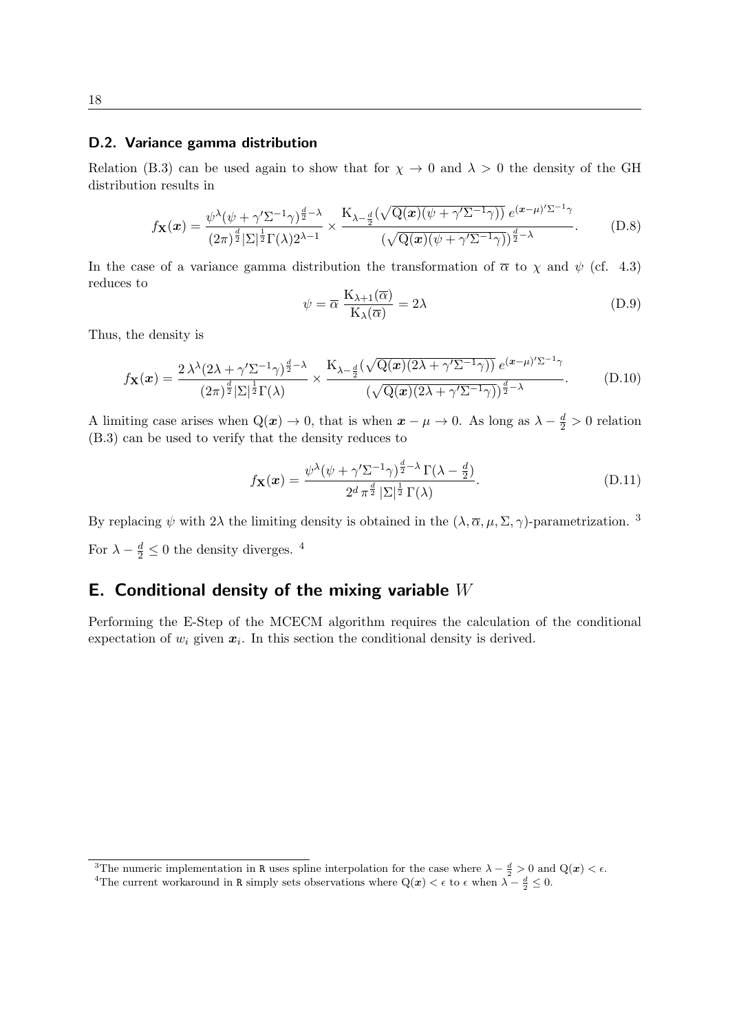### D.2. Variance gamma distribution

Relation (B.3) can be used again to show that for $\chi \to 0$ and $\lambda > 0$ the density of the GH distribution results in

$$f_{\mathbf{X}}(\boldsymbol{x}) = \frac{\psi^{\lambda}(\psi + \gamma'\Sigma^{-1}\gamma)^{\frac{d}{2}-\lambda}}{(2\pi)^{\frac{d}{2}}|\Sigma|^{\frac{1}{2}}\Gamma(\lambda)2^{\lambda-1}} \times \frac{\mathrm{K}_{\lambda-\frac{d}{2}}(\sqrt{\mathrm{Q}(\boldsymbol{x})(\psi + \gamma'\Sigma^{-1}\gamma)})\, e^{(\boldsymbol{x}-\mu)'\Sigma^{-1}\gamma}}{(\sqrt{\mathrm{Q}(\boldsymbol{x})(\psi + \gamma'\Sigma^{-1}\gamma)})^{\frac{d}{2}-\lambda}}. \tag{D.8}$$

In the case of a variance gamma distribution the transformation of $\overline{\alpha}$ to $\chi$ and $\psi$ (cf. 4.3) reduces to

$$\psi = \overline{\alpha}\, \frac{\mathrm{K}_{\lambda+1}(\overline{\alpha})}{\mathrm{K}_{\lambda}(\overline{\alpha})} = 2\lambda \tag{D.9}$$

Thus, the density is

$$f_{\mathbf{X}}(\boldsymbol{x}) = \frac{2\,\lambda^{\lambda}(2\lambda + \gamma'\Sigma^{-1}\gamma)^{\frac{d}{2}-\lambda}}{(2\pi)^{\frac{d}{2}}|\Sigma|^{\frac{1}{2}}\Gamma(\lambda)} \times \frac{\mathrm{K}_{\lambda-\frac{d}{2}}(\sqrt{\mathrm{Q}(\boldsymbol{x})(2\lambda + \gamma'\Sigma^{-1}\gamma)})\, e^{(\boldsymbol{x}-\mu)'\Sigma^{-1}\gamma}}{(\sqrt{\mathrm{Q}(\boldsymbol{x})(2\lambda + \gamma'\Sigma^{-1}\gamma)})^{\frac{d}{2}-\lambda}}. \tag{D.10}$$

A limiting case arises when $\mathrm{Q}(\boldsymbol{x}) \to 0$, that is when $\boldsymbol{x} - \mu \to 0$. As long as $\lambda - \frac{d}{2} > 0$ relation (B.3) can be used to verify that the density reduces to

$$f_{\mathbf{X}}(\boldsymbol{x}) = \frac{\psi^{\lambda}(\psi + \gamma'\Sigma^{-1}\gamma)^{\frac{d}{2}-\lambda}\,\Gamma(\lambda - \frac{d}{2})}{2^{d}\,\pi^{\frac{d}{2}}\,|\Sigma|^{\frac{1}{2}}\,\Gamma(\lambda)}. \tag{D.11}$$

By replacing $\psi$ with $2\lambda$ the limiting density is obtained in the $(\lambda, \overline{\alpha}, \mu, \Sigma, \gamma)$-parametrization. [3]

For $\lambda - \frac{d}{2} \leq 0$ the density diverges. [4]

## E. Conditional density of the mixing variable $W$

Performing the E-Step of the MCECM algorithm requires the calculation of the conditional expectation of $w_i$ given $\boldsymbol{x}_i$. In this section the conditional density is derived.

---

[3] The numeric implementation in R uses spline interpolation for the case where $\lambda - \frac{d}{2} > 0$ and $\mathrm{Q}(\boldsymbol{x}) < \epsilon$.

[4] The current workaround in R simply sets observations where $\mathrm{Q}(\boldsymbol{x}) < \epsilon$ to $\epsilon$ when $\lambda - \frac{d}{2} \leq 0$.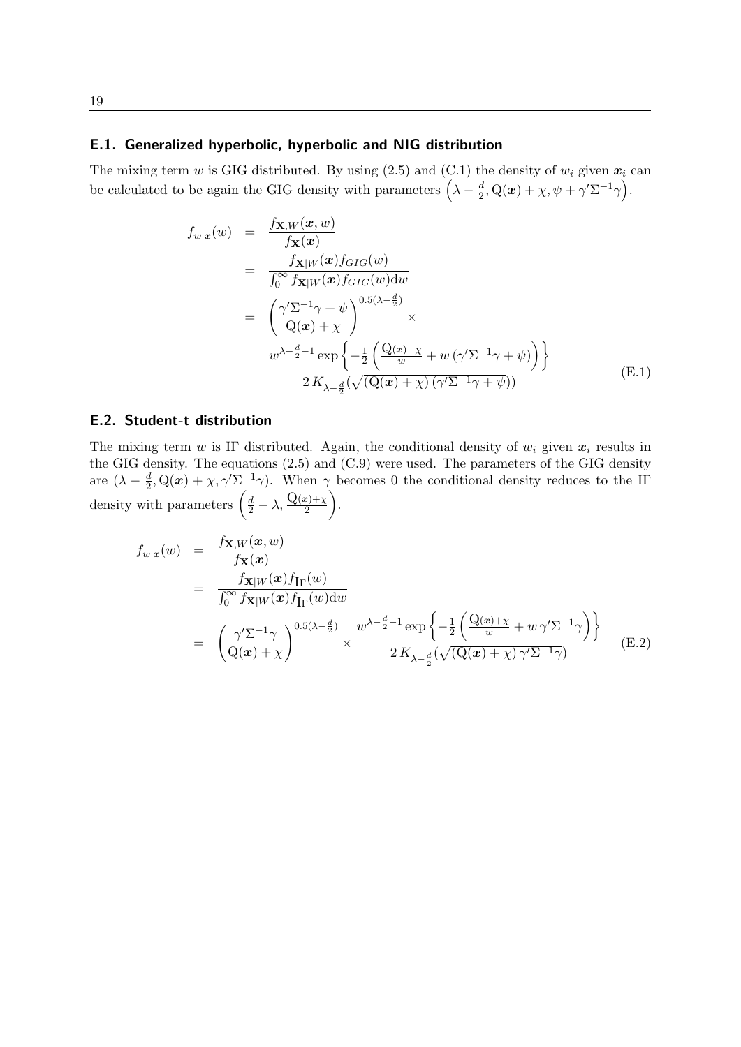## E.1. Generalized hyperbolic, hyperbolic and NIG distribution

The mixing term $w$ is GIG distributed. By using (2.5) and (C.1) the density of $w_i$ given $\boldsymbol{x}_i$ can be calculated to be again the GIG density with parameters $\left(\lambda - \frac{d}{2}, \mathrm{Q}(\boldsymbol{x}) + \chi, \psi + \gamma'\Sigma^{-1}\gamma\right)$.

$$
\begin{aligned}
f_{w|\boldsymbol{x}}(w) &= \frac{f_{\mathbf{X},W}(\boldsymbol{x}, w)}{f_{\mathbf{X}}(\boldsymbol{x})} \\
&= \frac{f_{\mathbf{X}|W}(\boldsymbol{x}) f_{GIG}(w)}{\int_0^\infty f_{\mathbf{X}|W}(\boldsymbol{x}) f_{GIG}(w) \mathrm{d}w} \\
&= \left(\frac{\gamma'\Sigma^{-1}\gamma + \psi}{\mathrm{Q}(\boldsymbol{x}) + \chi}\right)^{0.5(\lambda - \frac{d}{2})} \times \\
&\quad \frac{w^{\lambda - \frac{d}{2} - 1} \exp\left\{-\frac{1}{2}\left(\frac{\mathrm{Q}(\boldsymbol{x}) + \chi}{w} + w\left(\gamma'\Sigma^{-1}\gamma + \psi\right)\right)\right\}}{2\, K_{\lambda - \frac{d}{2}}(\sqrt{(\mathrm{Q}(\boldsymbol{x}) + \chi)\left(\gamma'\Sigma^{-1}\gamma + \psi\right)})}
\end{aligned} \tag{E.1}
$$

## E.2. Student-t distribution

The mixing term $w$ is I$\Gamma$ distributed. Again, the conditional density of $w_i$ given $\boldsymbol{x}_i$ results in the GIG density. The equations (2.5) and (C.9) were used. The parameters of the GIG density are $(\lambda - \frac{d}{2}, \mathrm{Q}(\boldsymbol{x}) + \chi, \gamma'\Sigma^{-1}\gamma)$. When $\gamma$ becomes 0 the conditional density reduces to the I$\Gamma$ density with parameters $\left(\frac{d}{2} - \lambda, \frac{\mathrm{Q}(\boldsymbol{x}) + \chi}{2}\right)$.

$$
\begin{aligned}
f_{w|\boldsymbol{x}}(w) &= \frac{f_{\mathbf{X},W}(\boldsymbol{x}, w)}{f_{\mathbf{X}}(\boldsymbol{x})} \\
&= \frac{f_{\mathbf{X}|W}(\boldsymbol{x}) f_{\mathrm{I}\Gamma}(w)}{\int_0^\infty f_{\mathbf{X}|W}(\boldsymbol{x}) f_{\mathrm{I}\Gamma}(w) \mathrm{d}w} \\
&= \left(\frac{\gamma'\Sigma^{-1}\gamma}{\mathrm{Q}(\boldsymbol{x}) + \chi}\right)^{0.5(\lambda - \frac{d}{2})} \times \frac{w^{\lambda - \frac{d}{2} - 1} \exp\left\{-\frac{1}{2}\left(\frac{\mathrm{Q}(\boldsymbol{x}) + \chi}{w} + w\, \gamma'\Sigma^{-1}\gamma\right)\right\}}{2\, K_{\lambda - \frac{d}{2}}(\sqrt{(\mathrm{Q}(\boldsymbol{x}) + \chi)\, \gamma'\Sigma^{-1}\gamma})}
\end{aligned} \tag{E.2}
$$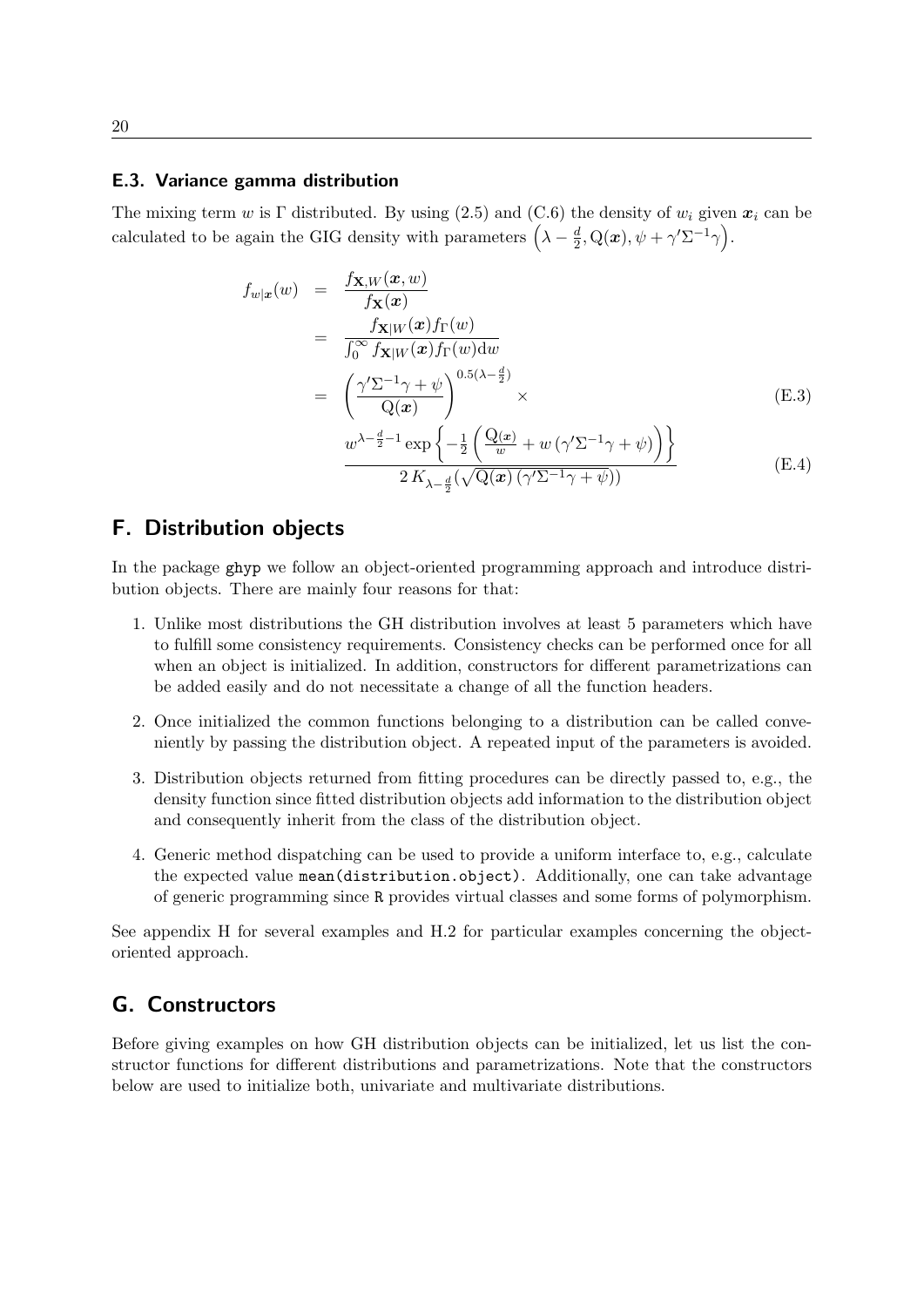### E.3. Variance gamma distribution

The mixing term $w$ is $\Gamma$ distributed. By using (2.5) and (C.6) the density of $w_i$ given $\boldsymbol{x}_i$ can be calculated to be again the GIG density with parameters $\left(\lambda - \frac{d}{2}, \mathrm{Q}(\boldsymbol{x}), \psi + \gamma'\Sigma^{-1}\gamma\right)$.

$$
\begin{aligned}
f_{w|\boldsymbol{x}}(w) &= \frac{f_{\mathbf{X},W}(\boldsymbol{x}, w)}{f_{\mathbf{X}}(\boldsymbol{x})} \\
&= \frac{f_{\mathbf{X}|W}(\boldsymbol{x}) f_{\Gamma}(w)}{\int_0^\infty f_{\mathbf{X}|W}(\boldsymbol{x}) f_{\Gamma}(w) \mathrm{d}w} \\
&= \left(\frac{\gamma'\Sigma^{-1}\gamma + \psi}{\mathrm{Q}(\boldsymbol{x})}\right)^{0.5(\lambda - \frac{d}{2})} \times \qquad \text{(E.3)} \\
&\quad \frac{w^{\lambda - \frac{d}{2} - 1} \exp\left\{-\frac{1}{2}\left(\frac{\mathrm{Q}(\boldsymbol{x})}{w} + w\left(\gamma'\Sigma^{-1}\gamma + \psi\right)\right)\right\}}{2\, K_{\lambda - \frac{d}{2}}(\sqrt{\mathrm{Q}(\boldsymbol{x})\,(\gamma'\Sigma^{-1}\gamma + \psi)})} \qquad \text{(E.4)}
\end{aligned}
$$

## F. Distribution objects

In the package ghyp we follow an object-oriented programming approach and introduce distribution objects. There are mainly four reasons for that:

1. Unlike most distributions the GH distribution involves at least 5 parameters which have to fulfill some consistency requirements. Consistency checks can be performed once for all when an object is initialized. In addition, constructors for different parametrizations can be added easily and do not necessitate a change of all the function headers.
2. Once initialized the common functions belonging to a distribution can be called conveniently by passing the distribution object. A repeated input of the parameters is avoided.
3. Distribution objects returned from fitting procedures can be directly passed to, e.g., the density function since fitted distribution objects add information to the distribution object and consequently inherit from the class of the distribution object.
4. Generic method dispatching can be used to provide a uniform interface to, e.g., calculate the expected value `mean(distribution.object)`. Additionally, one can take advantage of generic programming since R provides virtual classes and some forms of polymorphism.

See appendix H for several examples and H.2 for particular examples concerning the object-oriented approach.

## G. Constructors

Before giving examples on how GH distribution objects can be initialized, let us list the constructor functions for different distributions and parametrizations. Note that the constructors below are used to initialize both, univariate and multivariate distributions.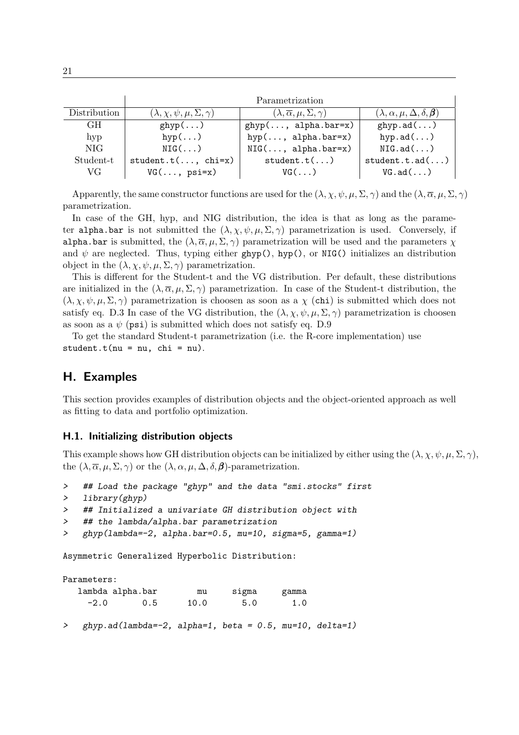| | Parametrization | | |
|---|---|---|---|
| Distribution | $(\lambda, \chi, \psi, \mu, \Sigma, \gamma)$ | $(\lambda, \overline{\alpha}, \mu, \Sigma, \gamma)$ | $(\lambda, \alpha, \mu, \Delta, \delta, \boldsymbol{\beta})$ |
| GH | `ghyp(...)` | `ghyp(..., alpha.bar=x)` | `ghyp.ad(...)` |
| hyp | `hyp(...)` | `hyp(..., alpha.bar=x)` | `hyp.ad(...)` |
| NIG | `NIG(...)` | `NIG(..., alpha.bar=x)` | `NIG.ad(...)` |
| Student-t | `student.t(..., chi=x)` | `student.t(...)` | `student.t.ad(...)` |
| VG | `VG(..., psi=x)` | `VG(...)` | `VG.ad(...)` |

Apparently, the same constructor functions are used for the $(\lambda, \chi, \psi, \mu, \Sigma, \gamma)$ and the $(\lambda, \overline{\alpha}, \mu, \Sigma, \gamma)$ parametrization.

In case of the GH, hyp, and NIG distribution, the idea is that as long as the parameter `alpha.bar` is not submitted the $(\lambda, \chi, \psi, \mu, \Sigma, \gamma)$ parametrization is used. Conversely, if `alpha.bar` is submitted, the $(\lambda, \overline{\alpha}, \mu, \Sigma, \gamma)$ parametrization will be used and the parameters $\chi$ and $\psi$ are neglected. Thus, typing either `ghyp()`, `hyp()`, or `NIG()` initializes an distribution object in the $(\lambda, \chi, \psi, \mu, \Sigma, \gamma)$ parametrization.

This is different for the Student-t and the VG distribution. Per default, these distributions are initialized in the $(\lambda, \overline{\alpha}, \mu, \Sigma, \gamma)$ parametrization. In case of the Student-t distribution, the $(\lambda, \chi, \psi, \mu, \Sigma, \gamma)$ parametrization is choosen as soon as a $\chi$ (`chi`) is submitted which does not satisfy eq. D.3 In case of the VG distribution, the $(\lambda, \chi, \psi, \mu, \Sigma, \gamma)$ parametrization is choosen as soon as a $\psi$ (`psi`) is submitted which does not satisfy eq. D.9

To get the standard Student-t parametrization (i.e. the R-core implementation) use `student.t(nu = nu, chi = nu)`.

## H. Examples

This section provides examples of distribution objects and the object-oriented approach as well as fitting to data and portfolio optimization.

### H.1. Initializing distribution objects

This example shows how GH distribution objects can be initialized by either using the $(\lambda, \chi, \psi, \mu, \Sigma, \gamma)$, the $(\lambda, \overline{\alpha}, \mu, \Sigma, \gamma)$ or the $(\lambda, \alpha, \mu, \Delta, \delta, \boldsymbol{\beta})$-parametrization.

```
>   ## Load the package "ghyp" and the data "smi.stocks" first
>   library(ghyp)
>   ## Initialized a univariate GH distribution object with
>   ## the lambda/alpha.bar parametrization
>   ghyp(lambda=-2, alpha.bar=0.5, mu=10, sigma=5, gamma=1)

Asymmetric Generalized Hyperbolic Distribution:

Parameters:
   lambda alpha.bar        mu     sigma     gamma
     -2.0       0.5      10.0       5.0       1.0

>   ghyp.ad(lambda=-2, alpha=1, beta = 0.5, mu=10, delta=1)
```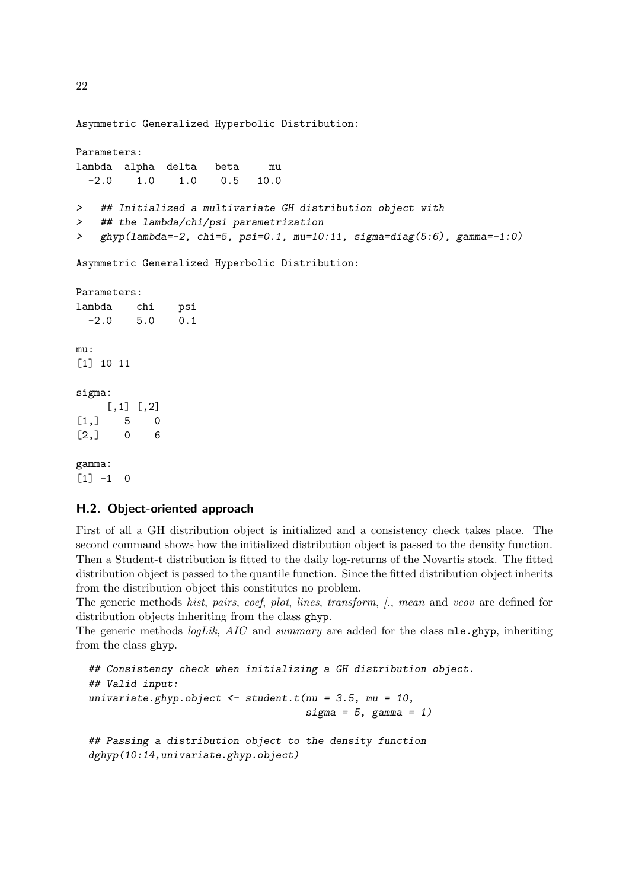```
Asymmetric Generalized Hyperbolic Distribution:

Parameters:
lambda  alpha  delta   beta     mu
  -2.0    1.0    1.0    0.5   10.0

>   ## Initialized a multivariate GH distribution object with
>   ## the lambda/chi/psi parametrization
>   ghyp(lambda=-2, chi=5, psi=0.1, mu=10:11, sigma=diag(5:6), gamma=-1:0)

Asymmetric Generalized Hyperbolic Distribution:

Parameters:
lambda    chi    psi
  -2.0    5.0    0.1

mu:
[1] 10 11

sigma:
     [,1] [,2]
[1,]    5    0
[2,]    0    6

gamma:
[1] -1  0
```

### H.2. Object-oriented approach

First of all a GH distribution object is initialized and a consistency check takes place. The second command shows how the initialized distribution object is passed to the density function. Then a Student-t distribution is fitted to the daily log-returns of the Novartis stock. The fitted distribution object is passed to the quantile function. Since the fitted distribution object inherits from the distribution object this constitutes no problem.

The generic methods *hist*, *pairs*, *coef*, *plot*, *lines*, *transform*, *[.*, *mean* and *vcov* are defined for distribution objects inheriting from the class `ghyp`.

The generic methods *logLik*, *AIC* and *summary* are added for the class `mle.ghyp`, inheriting from the class `ghyp`.

```
## Consistency check when initializing a GH distribution object.
## Valid input:
univariate.ghyp.object <- student.t(nu = 3.5, mu = 10,
                                    sigma = 5, gamma = 1)

## Passing a distribution object to the density function
dghyp(10:14,univariate.ghyp.object)
```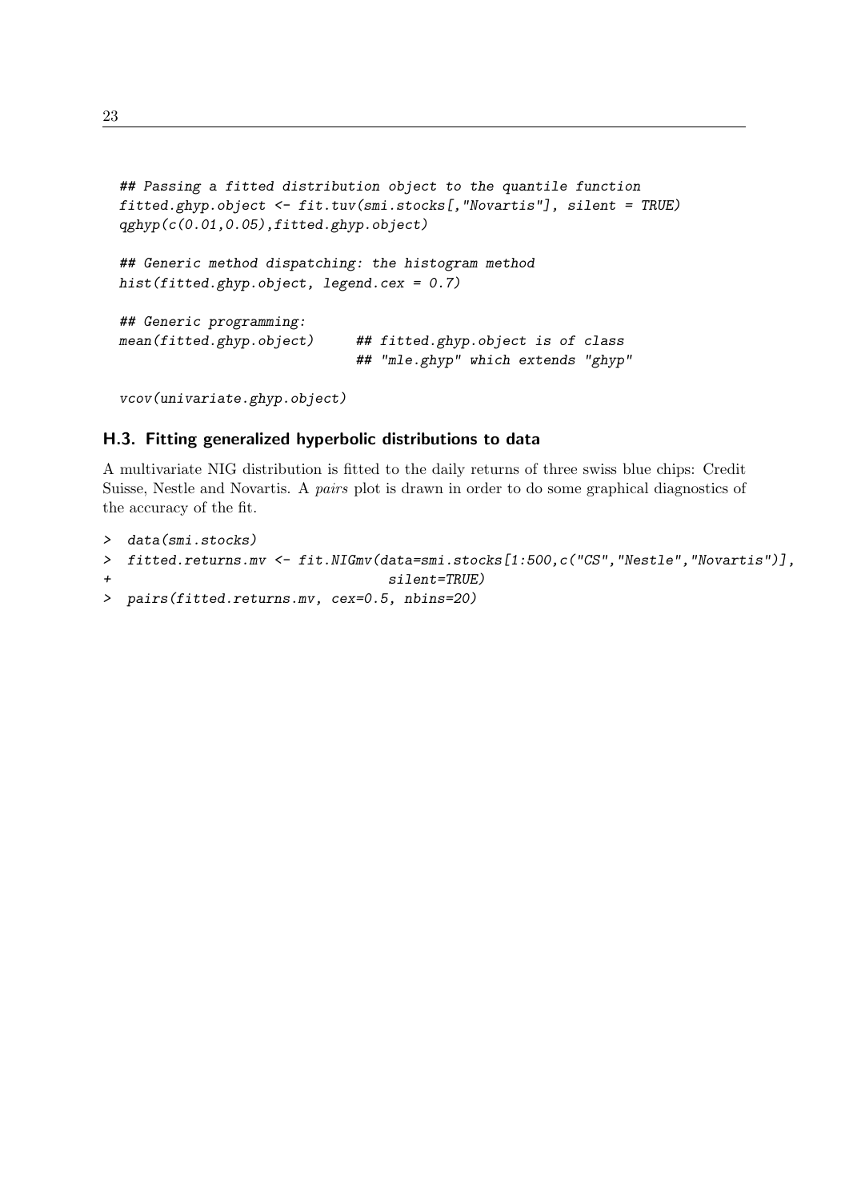```
## Passing a fitted distribution object to the quantile function
fitted.ghyp.object <- fit.tuv(smi.stocks[,"Novartis"], silent = TRUE)
qghyp(c(0.01,0.05),fitted.ghyp.object)

## Generic method dispatching: the histogram method
hist(fitted.ghyp.object, legend.cex = 0.7)

## Generic programming:
mean(fitted.ghyp.object)      ## fitted.ghyp.object is of class
                              ## "mle.ghyp" which extends "ghyp"

vcov(univariate.ghyp.object)
```

### H.3. Fitting generalized hyperbolic distributions to data

A multivariate NIG distribution is fitted to the daily returns of three swiss blue chips: Credit Suisse, Nestle and Novartis. A *pairs* plot is drawn in order to do some graphical diagnostics of the accuracy of the fit.

```
> data(smi.stocks)
> fitted.returns.mv <- fit.NIGmv(data=smi.stocks[1:500,c("CS","Nestle","Novartis")],
+                                silent=TRUE)
> pairs(fitted.returns.mv, cex=0.5, nbins=20)
```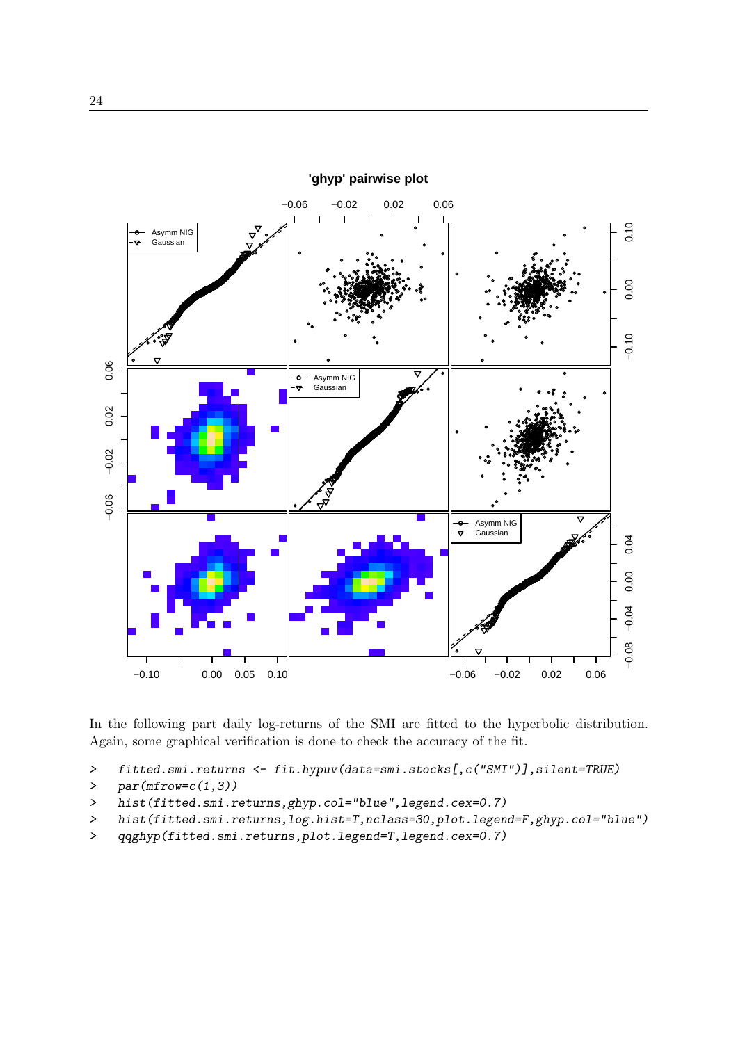In the following part daily log-returns of the SMI are fitted to the hyperbolic distribution. Again, some graphical verification is done to check the accuracy of the fit.

```
>   fitted.smi.returns <- fit.hypuv(data=smi.stocks[,c("SMI")],silent=TRUE)
>   par(mfrow=c(1,3))
>   hist(fitted.smi.returns,ghyp.col="blue",legend.cex=0.7)
>   hist(fitted.smi.returns,log.hist=T,nclass=30,plot.legend=F,ghyp.col="blue")
>   qqghyp(fitted.smi.returns,plot.legend=T,legend.cex=0.7)
```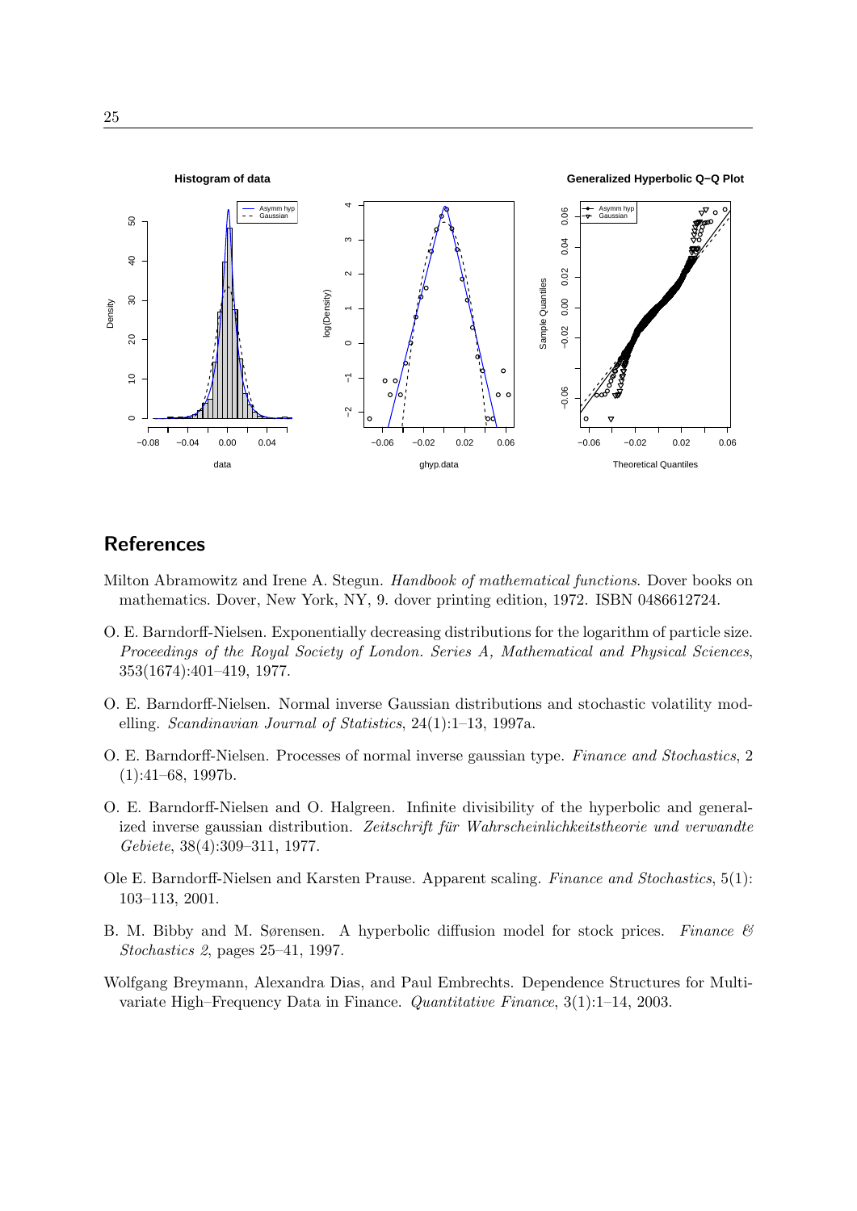## References

Milton Abramowitz and Irene A. Stegun. *Handbook of mathematical functions*. Dover books on mathematics. Dover, New York, NY, 9. dover printing edition, 1972. ISBN 0486612724.

O. E. Barndorff-Nielsen. Exponentially decreasing distributions for the logarithm of particle size. *Proceedings of the Royal Society of London. Series A, Mathematical and Physical Sciences*, 353(1674):401–419, 1977.

O. E. Barndorff-Nielsen. Normal inverse Gaussian distributions and stochastic volatility modelling. *Scandinavian Journal of Statistics*, 24(1):1–13, 1997a.

O. E. Barndorff-Nielsen. Processes of normal inverse gaussian type. *Finance and Stochastics*, 2 (1):41–68, 1997b.

O. E. Barndorff-Nielsen and O. Halgreen. Infinite divisibility of the hyperbolic and generalized inverse gaussian distribution. *Zeitschrift für Wahrscheinlichkeitstheorie und verwandte Gebiete*, 38(4):309–311, 1977.

Ole E. Barndorff-Nielsen and Karsten Prause. Apparent scaling. *Finance and Stochastics*, 5(1): 103–113, 2001.

B. M. Bibby and M. Sørensen. A hyperbolic diffusion model for stock prices. *Finance & Stochastics 2*, pages 25–41, 1997.

Wolfgang Breymann, Alexandra Dias, and Paul Embrechts. Dependence Structures for Multivariate High–Frequency Data in Finance. *Quantitative Finance*, 3(1):1–14, 2003.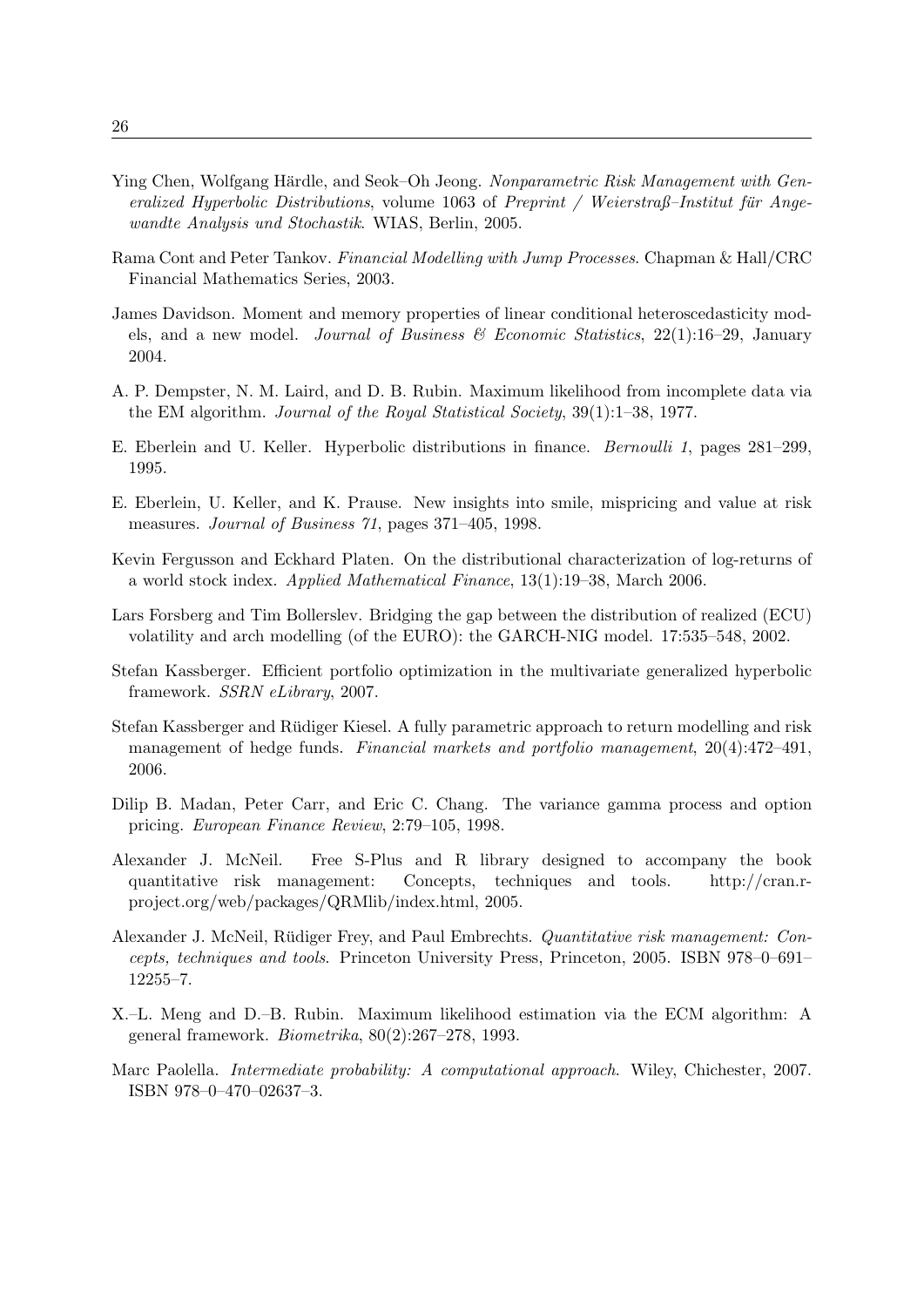Ying Chen, Wolfgang Härdle, and Seok–Oh Jeong. *Nonparametric Risk Management with Generalized Hyperbolic Distributions*, volume 1063 of *Preprint / Weierstraß–Institut für Angewandte Analysis und Stochastik*. WIAS, Berlin, 2005.

Rama Cont and Peter Tankov. *Financial Modelling with Jump Processes*. Chapman & Hall/CRC Financial Mathematics Series, 2003.

James Davidson. Moment and memory properties of linear conditional heteroscedasticity models, and a new model. *Journal of Business & Economic Statistics*, 22(1):16–29, January 2004.

A. P. Dempster, N. M. Laird, and D. B. Rubin. Maximum likelihood from incomplete data via the EM algorithm. *Journal of the Royal Statistical Society*, 39(1):1–38, 1977.

E. Eberlein and U. Keller. Hyperbolic distributions in finance. *Bernoulli 1*, pages 281–299, 1995.

E. Eberlein, U. Keller, and K. Prause. New insights into smile, mispricing and value at risk measures. *Journal of Business 71*, pages 371–405, 1998.

Kevin Fergusson and Eckhard Platen. On the distributional characterization of log-returns of a world stock index. *Applied Mathematical Finance*, 13(1):19–38, March 2006.

Lars Forsberg and Tim Bollerslev. Bridging the gap between the distribution of realized (ECU) volatility and arch modelling (of the EURO): the GARCH-NIG model. 17:535–548, 2002.

Stefan Kassberger. Efficient portfolio optimization in the multivariate generalized hyperbolic framework. *SSRN eLibrary*, 2007.

Stefan Kassberger and Rüdiger Kiesel. A fully parametric approach to return modelling and risk management of hedge funds. *Financial markets and portfolio management*, 20(4):472–491, 2006.

Dilip B. Madan, Peter Carr, and Eric C. Chang. The variance gamma process and option pricing. *European Finance Review*, 2:79–105, 1998.

Alexander J. McNeil. Free S-Plus and R library designed to accompany the book quantitative risk management: Concepts, techniques and tools. http://cran.r-project.org/web/packages/QRMlib/index.html, 2005.

Alexander J. McNeil, Rüdiger Frey, and Paul Embrechts. *Quantitative risk management: Concepts, techniques and tools*. Princeton University Press, Princeton, 2005. ISBN 978–0–691–12255–7.

X.–L. Meng and D.–B. Rubin. Maximum likelihood estimation via the ECM algorithm: A general framework. *Biometrika*, 80(2):267–278, 1993.

Marc Paolella. *Intermediate probability: A computational approach*. Wiley, Chichester, 2007. ISBN 978–0–470–02637–3.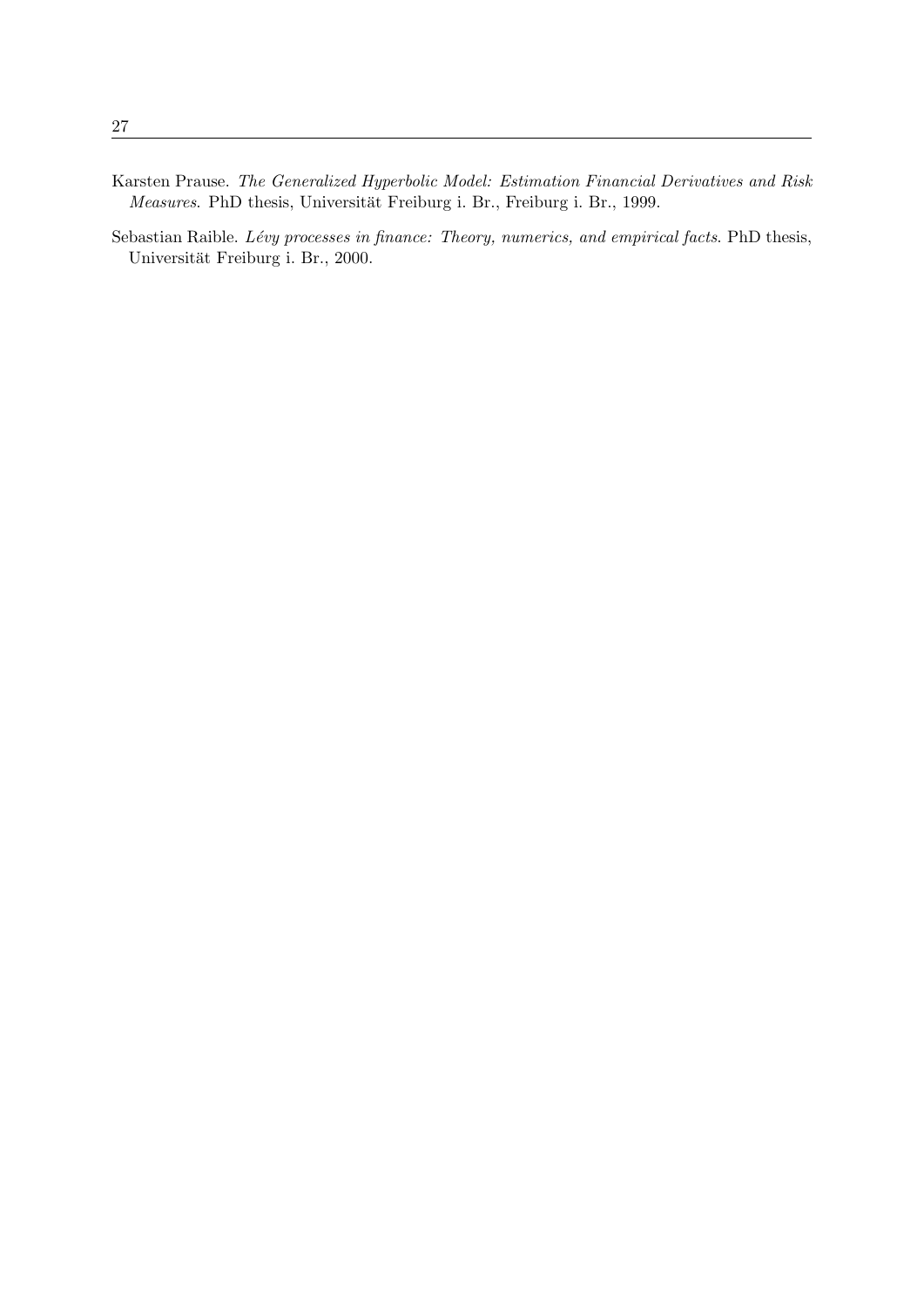Karsten Prause. *The Generalized Hyperbolic Model: Estimation Financial Derivatives and Risk Measures*. PhD thesis, Universität Freiburg i. Br., Freiburg i. Br., 1999.

Sebastian Raible. *Lévy processes in finance: Theory, numerics, and empirical facts*. PhD thesis, Universität Freiburg i. Br., 2000.